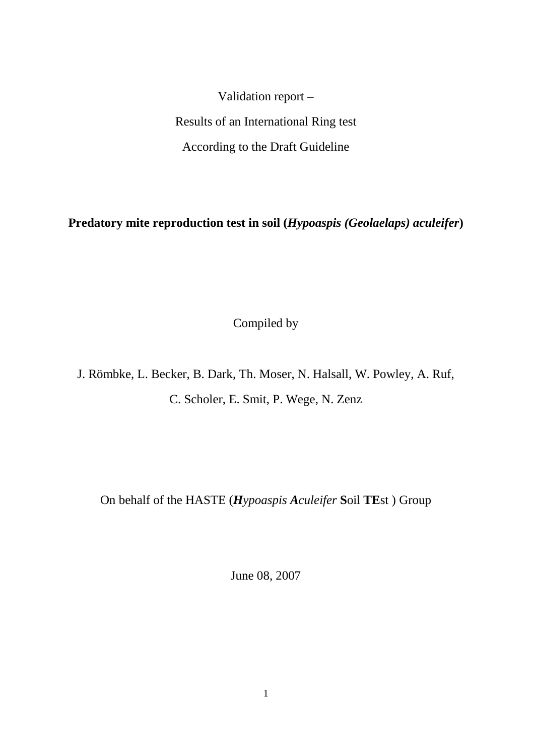Validation report –

Results of an International Ring test

According to the Draft Guideline

# Predatory mite reproduction test in soil (*Hypoaspis (Geolaelaps) aculeifer*)

Compiled by

J. Römbke, L. Becker, B. Dark, Th. Moser, N. Halsall, W. Powley, A. Ruf,

C. Scholer, E. Smit, P. Wege, N. Zenz

On behalf of the HASTE (***H****ypoaspis* ***A****culeifer* **S**oil **TE**st ) Group

June 08, 2007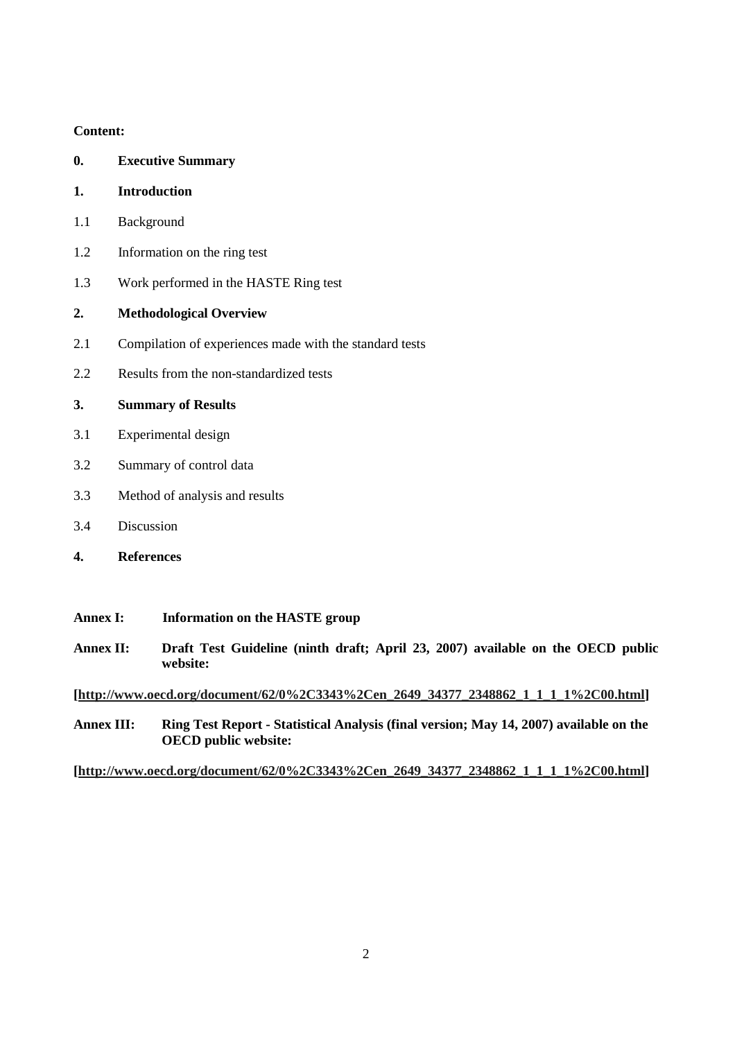**Content:**

**0. Executive Summary**

**1. Introduction**

1.1 Background

1.2 Information on the ring test

1.3 Work performed in the HASTE Ring test

**2. Methodological Overview**

2.1 Compilation of experiences made with the standard tests

2.2 Results from the non-standardized tests

**3. Summary of Results**

3.1 Experimental design

3.2 Summary of control data

3.3 Method of analysis and results

3.4 Discussion

**4. References**

**Annex I: Information on the HASTE group**

**Annex II: Draft Test Guideline (ninth draft; April 23, 2007) available on the OECD public website:**

**[http://www.oecd.org/document/62/0%2C3343%2Cen_2649_34377_2348862_1_1_1_1%2C00.html]**

**Annex III: Ring Test Report - Statistical Analysis (final version; May 14, 2007) available on the OECD public website:**

**[http://www.oecd.org/document/62/0%2C3343%2Cen_2649_34377_2348862_1_1_1_1%2C00.html]**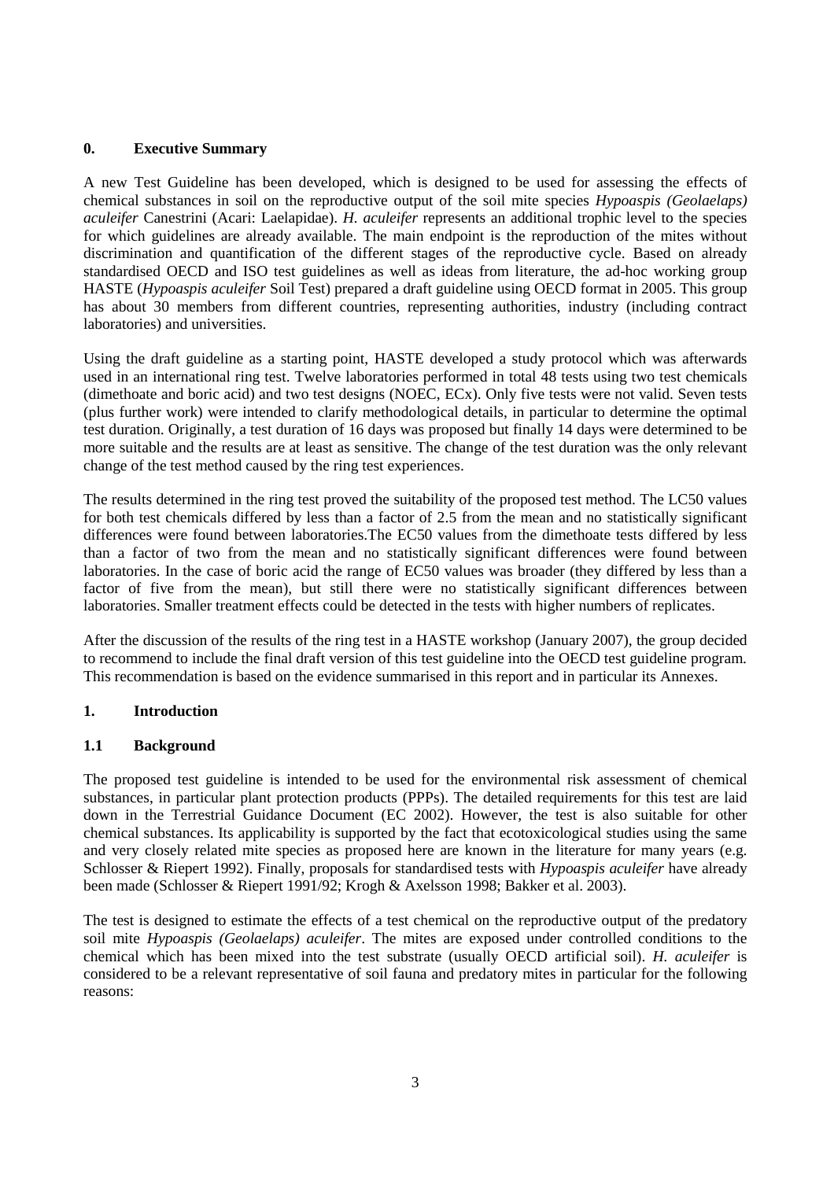## 0. Executive Summary

A new Test Guideline has been developed, which is designed to be used for assessing the effects of chemical substances in soil on the reproductive output of the soil mite species *Hypoaspis (Geolaelaps) aculeifer* Canestrini (Acari: Laelapidae). *H. aculeifer* represents an additional trophic level to the species for which guidelines are already available. The main endpoint is the reproduction of the mites without discrimination and quantification of the different stages of the reproductive cycle. Based on already standardised OECD and ISO test guidelines as well as ideas from literature, the ad-hoc working group HASTE (*Hypoaspis aculeifer* Soil Test) prepared a draft guideline using OECD format in 2005. This group has about 30 members from different countries, representing authorities, industry (including contract laboratories) and universities.

Using the draft guideline as a starting point, HASTE developed a study protocol which was afterwards used in an international ring test. Twelve laboratories performed in total 48 tests using two test chemicals (dimethoate and boric acid) and two test designs (NOEC, ECx). Only five tests were not valid. Seven tests (plus further work) were intended to clarify methodological details, in particular to determine the optimal test duration. Originally, a test duration of 16 days was proposed but finally 14 days were determined to be more suitable and the results are at least as sensitive. The change of the test duration was the only relevant change of the test method caused by the ring test experiences.

The results determined in the ring test proved the suitability of the proposed test method. The LC50 values for both test chemicals differed by less than a factor of 2.5 from the mean and no statistically significant differences were found between laboratories.The EC50 values from the dimethoate tests differed by less than a factor of two from the mean and no statistically significant differences were found between laboratories. In the case of boric acid the range of EC50 values was broader (they differed by less than a factor of five from the mean), but still there were no statistically significant differences between laboratories. Smaller treatment effects could be detected in the tests with higher numbers of replicates.

After the discussion of the results of the ring test in a HASTE workshop (January 2007), the group decided to recommend to include the final draft version of this test guideline into the OECD test guideline program. This recommendation is based on the evidence summarised in this report and in particular its Annexes.

## 1. Introduction

### 1.1 Background

The proposed test guideline is intended to be used for the environmental risk assessment of chemical substances, in particular plant protection products (PPPs). The detailed requirements for this test are laid down in the Terrestrial Guidance Document (EC 2002). However, the test is also suitable for other chemical substances. Its applicability is supported by the fact that ecotoxicological studies using the same and very closely related mite species as proposed here are known in the literature for many years (e.g. Schlosser & Riepert 1992). Finally, proposals for standardised tests with *Hypoaspis aculeifer* have already been made (Schlosser & Riepert 1991/92; Krogh & Axelsson 1998; Bakker et al. 2003).

The test is designed to estimate the effects of a test chemical on the reproductive output of the predatory soil mite *Hypoaspis (Geolaelaps) aculeifer*. The mites are exposed under controlled conditions to the chemical which has been mixed into the test substrate (usually OECD artificial soil). *H. aculeifer* is considered to be a relevant representative of soil fauna and predatory mites in particular for the following reasons: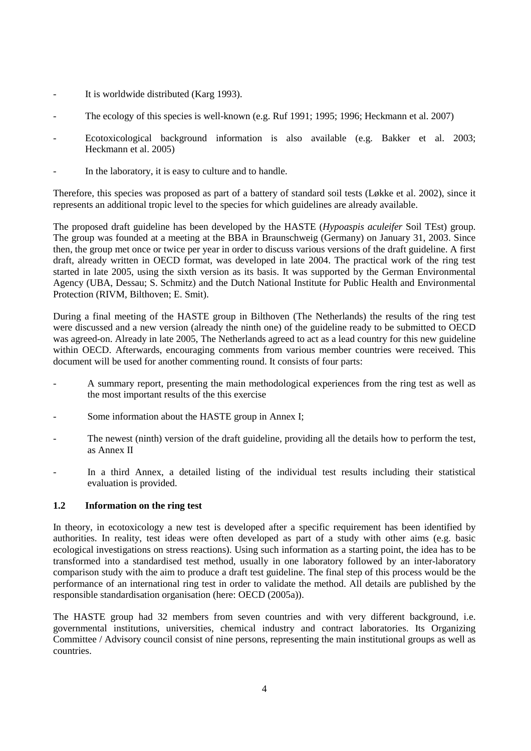- It is worldwide distributed (Karg 1993).
- The ecology of this species is well-known (e.g. Ruf 1991; 1995; 1996; Heckmann et al. 2007)
- Ecotoxicological background information is also available (e.g. Bakker et al. 2003; Heckmann et al. 2005)
- In the laboratory, it is easy to culture and to handle.

Therefore, this species was proposed as part of a battery of standard soil tests (Løkke et al. 2002), since it represents an additional tropic level to the species for which guidelines are already available.

The proposed draft guideline has been developed by the HASTE (*Hypoaspis aculeifer* Soil TEst) group. The group was founded at a meeting at the BBA in Braunschweig (Germany) on January 31, 2003. Since then, the group met once or twice per year in order to discuss various versions of the draft guideline. A first draft, already written in OECD format, was developed in late 2004. The practical work of the ring test started in late 2005, using the sixth version as its basis. It was supported by the German Environmental Agency (UBA, Dessau; S. Schmitz) and the Dutch National Institute for Public Health and Environmental Protection (RIVM, Bilthoven; E. Smit).

During a final meeting of the HASTE group in Bilthoven (The Netherlands) the results of the ring test were discussed and a new version (already the ninth one) of the guideline ready to be submitted to OECD was agreed-on. Already in late 2005, The Netherlands agreed to act as a lead country for this new guideline within OECD. Afterwards, encouraging comments from various member countries were received. This document will be used for another commenting round. It consists of four parts:

- A summary report, presenting the main methodological experiences from the ring test as well as the most important results of the this exercise
- Some information about the HASTE group in Annex I;
- The newest (ninth) version of the draft guideline, providing all the details how to perform the test, as Annex II
- In a third Annex, a detailed listing of the individual test results including their statistical evaluation is provided.

### 1.2 Information on the ring test

In theory, in ecotoxicology a new test is developed after a specific requirement has been identified by authorities. In reality, test ideas were often developed as part of a study with other aims (e.g. basic ecological investigations on stress reactions). Using such information as a starting point, the idea has to be transformed into a standardised test method, usually in one laboratory followed by an inter-laboratory comparison study with the aim to produce a draft test guideline. The final step of this process would be the performance of an international ring test in order to validate the method. All details are published by the responsible standardisation organisation (here: OECD (2005a)).

The HASTE group had 32 members from seven countries and with very different background, i.e. governmental institutions, universities, chemical industry and contract laboratories. Its Organizing Committee / Advisory council consist of nine persons, representing the main institutional groups as well as countries.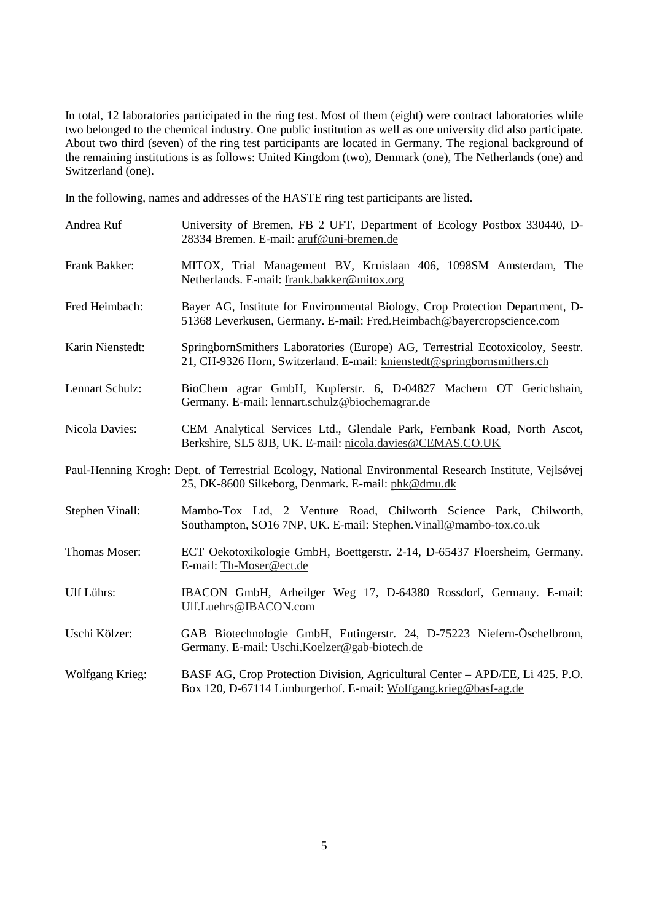In total, 12 laboratories participated in the ring test. Most of them (eight) were contract laboratories while two belonged to the chemical industry. One public institution as well as one university did also participate. About two third (seven) of the ring test participants are located in Germany. The regional background of the remaining institutions is as follows: United Kingdom (two), Denmark (one), The Netherlands (one) and Switzerland (one).

In the following, names and addresses of the HASTE ring test participants are listed.

Andrea Ruf — University of Bremen, FB 2 UFT, Department of Ecology Postbox 330440, D-28334 Bremen. E-mail: aruf@uni-bremen.de

Frank Bakker: — MITOX, Trial Management BV, Kruislaan 406, 1098SM Amsterdam, The Netherlands. E-mail: frank.bakker@mitox.org

Fred Heimbach: — Bayer AG, Institute for Environmental Biology, Crop Protection Department, D-51368 Leverkusen, Germany. E-mail: Fred.Heimbach@bayercropscience.com

Karin Nienstedt: — SpringbornSmithers Laboratories (Europe) AG, Terrestrial Ecotoxicoloy, Seestr. 21, CH-9326 Horn, Switzerland. E-mail: knienstedt@springbornsmithers.ch

Lennart Schulz: — BioChem agrar GmbH, Kupferstr. 6, D-04827 Machern OT Gerichshain, Germany. E-mail: lennart.schulz@biochemagrar.de

Nicola Davies: — CEM Analytical Services Ltd., Glendale Park, Fernbank Road, North Ascot, Berkshire, SL5 8JB, UK. E-mail: nicola.davies@CEMAS.CO.UK

Paul-Henning Krogh: Dept. of Terrestrial Ecology, National Environmental Research Institute, Vejlsøvej 25, DK-8600 Silkeborg, Denmark. E-mail: phk@dmu.dk

Stephen Vinall: — Mambo-Tox Ltd, 2 Venture Road, Chilworth Science Park, Chilworth, Southampton, SO16 7NP, UK. E-mail: Stephen.Vinall@mambo-tox.co.uk

Thomas Moser: — ECT Oekotoxikologie GmbH, Boettgerstr. 2-14, D-65437 Floersheim, Germany. E-mail: Th-Moser@ect.de

Ulf Lührs: — IBACON GmbH, Arheilger Weg 17, D-64380 Rossdorf, Germany. E-mail: Ulf.Luehrs@IBACON.com

Uschi Kölzer: — GAB Biotechnologie GmbH, Eutingerstr. 24, D-75223 Niefern-Öschelbronn, Germany. E-mail: Uschi.Koelzer@gab-biotech.de

Wolfgang Krieg: — BASF AG, Crop Protection Division, Agricultural Center – APD/EE, Li 425. P.O. Box 120, D-67114 Limburgerhof. E-mail: Wolfgang.krieg@basf-ag.de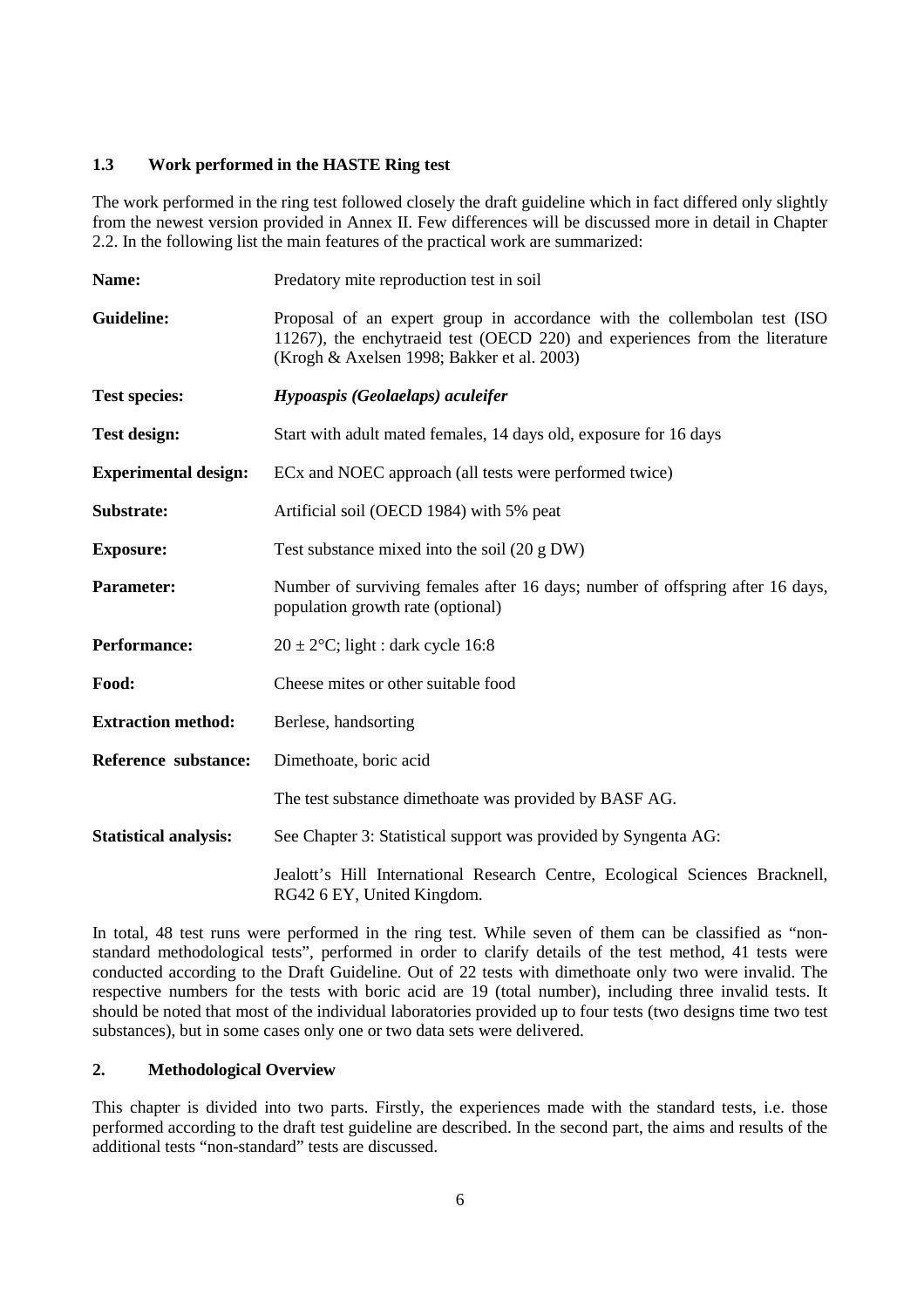## 1.3 Work performed in the HASTE Ring test

The work performed in the ring test followed closely the draft guideline which in fact differed only slightly from the newest version provided in Annex II. Few differences will be discussed more in detail in Chapter 2.2. In the following list the main features of the practical work are summarized:

| | |
|---|---|
| **Name:** | Predatory mite reproduction test in soil |
| **Guideline:** | Proposal of an expert group in accordance with the collembolan test (ISO 11267), the enchytraeid test (OECD 220) and experiences from the literature (Krogh & Axelsen 1998; Bakker et al. 2003) |
| **Test species:** | ***Hypoaspis (Geolaelaps) aculeifer*** |
| **Test design:** | Start with adult mated females, 14 days old, exposure for 16 days |
| **Experimental design:** | ECx and NOEC approach (all tests were performed twice) |
| **Substrate:** | Artificial soil (OECD 1984) with 5% peat |
| **Exposure:** | Test substance mixed into the soil (20 g DW) |
| **Parameter:** | Number of surviving females after 16 days; number of offspring after 16 days, population growth rate (optional) |
| **Performance:** | $20 \pm 2$°C; light : dark cycle 16:8 |
| **Food:** | Cheese mites or other suitable food |
| **Extraction method:** | Berlese, handsorting |
| **Reference substance:** | Dimethoate, boric acid |
| | The test substance dimethoate was provided by BASF AG. |
| **Statistical analysis:** | See Chapter 3: Statistical support was provided by Syngenta AG: |
| | Jealott's Hill International Research Centre, Ecological Sciences Bracknell, RG42 6 EY, United Kingdom. |

In total, 48 test runs were performed in the ring test. While seven of them can be classified as "non-standard methodological tests", performed in order to clarify details of the test method, 41 tests were conducted according to the Draft Guideline. Out of 22 tests with dimethoate only two were invalid. The respective numbers for the tests with boric acid are 19 (total number), including three invalid tests. It should be noted that most of the individual laboratories provided up to four tests (two designs time two test substances), but in some cases only one or two data sets were delivered.

# 2. Methodological Overview

This chapter is divided into two parts. Firstly, the experiences made with the standard tests, i.e. those performed according to the draft test guideline are described. In the second part, the aims and results of the additional tests "non-standard" tests are discussed.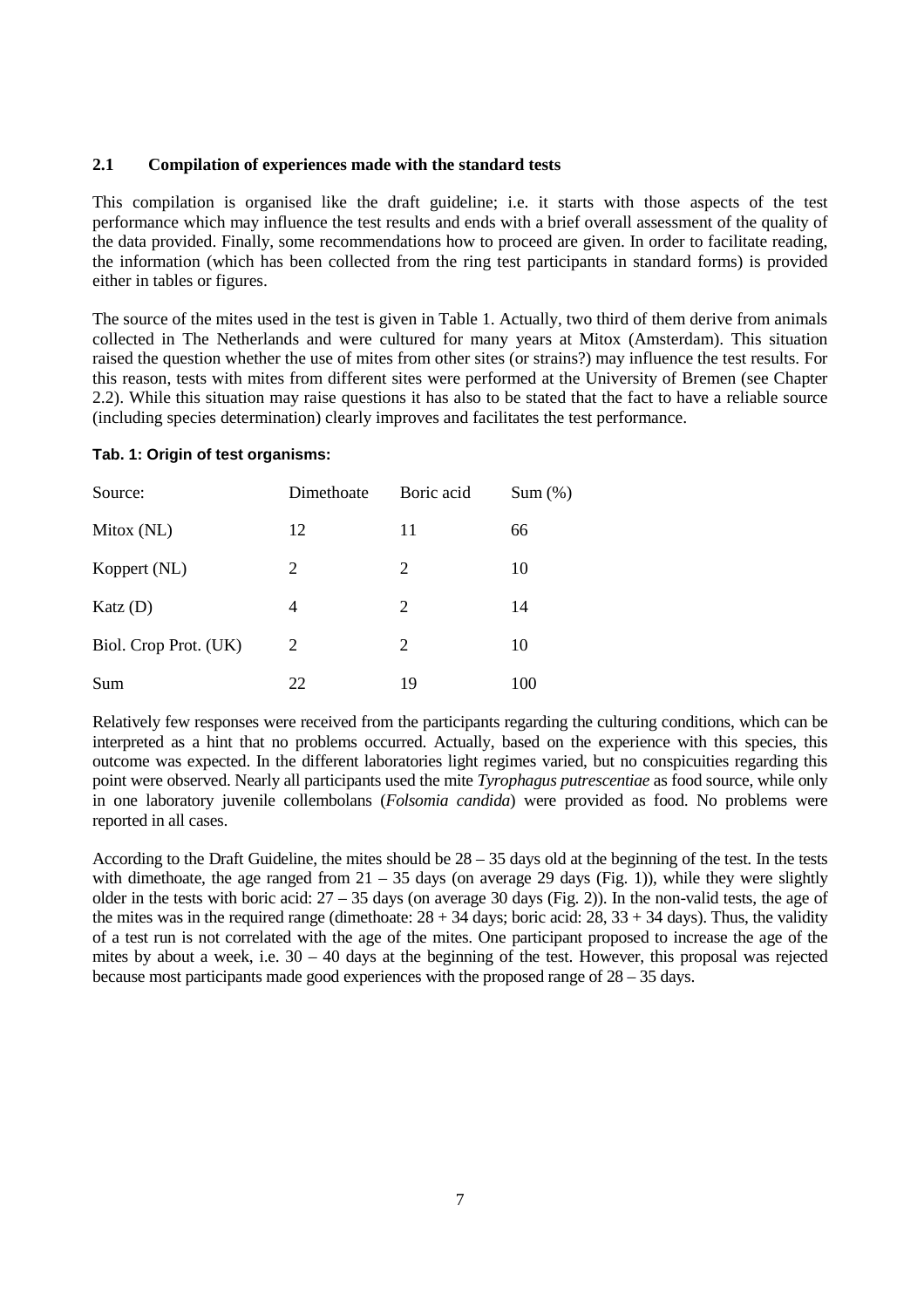## 2.1 Compilation of experiences made with the standard tests

This compilation is organised like the draft guideline; i.e. it starts with those aspects of the test performance which may influence the test results and ends with a brief overall assessment of the quality of the data provided. Finally, some recommendations how to proceed are given. In order to facilitate reading, the information (which has been collected from the ring test participants in standard forms) is provided either in tables or figures.

The source of the mites used in the test is given in Table 1. Actually, two third of them derive from animals collected in The Netherlands and were cultured for many years at Mitox (Amsterdam). This situation raised the question whether the use of mites from other sites (or strains?) may influence the test results. For this reason, tests with mites from different sites were performed at the University of Bremen (see Chapter 2.2). While this situation may raise questions it has also to be stated that the fact to have a reliable source (including species determination) clearly improves and facilitates the test performance.

**Tab. 1: Origin of test organisms:**

| Source: | Dimethoate | Boric acid | Sum (%) |
|---|---|---|---|
| Mitox (NL) | 12 | 11 | 66 |
| Koppert (NL) | 2 | 2 | 10 |
| Katz (D) | 4 | 2 | 14 |
| Biol. Crop Prot. (UK) | 2 | 2 | 10 |
| Sum | 22 | 19 | 100 |

Relatively few responses were received from the participants regarding the culturing conditions, which can be interpreted as a hint that no problems occurred. Actually, based on the experience with this species, this outcome was expected. In the different laboratories light regimes varied, but no conspicuities regarding this point were observed. Nearly all participants used the mite *Tyrophagus putrescentiae* as food source, while only in one laboratory juvenile collembolans (*Folsomia candida*) were provided as food. No problems were reported in all cases.

According to the Draft Guideline, the mites should be 28 – 35 days old at the beginning of the test. In the tests with dimethoate, the age ranged from 21 – 35 days (on average 29 days (Fig. 1)), while they were slightly older in the tests with boric acid: 27 – 35 days (on average 30 days (Fig. 2)). In the non-valid tests, the age of the mites was in the required range (dimethoate: 28 + 34 days; boric acid: 28, 33 + 34 days). Thus, the validity of a test run is not correlated with the age of the mites. One participant proposed to increase the age of the mites by about a week, i.e. 30 – 40 days at the beginning of the test. However, this proposal was rejected because most participants made good experiences with the proposed range of 28 – 35 days.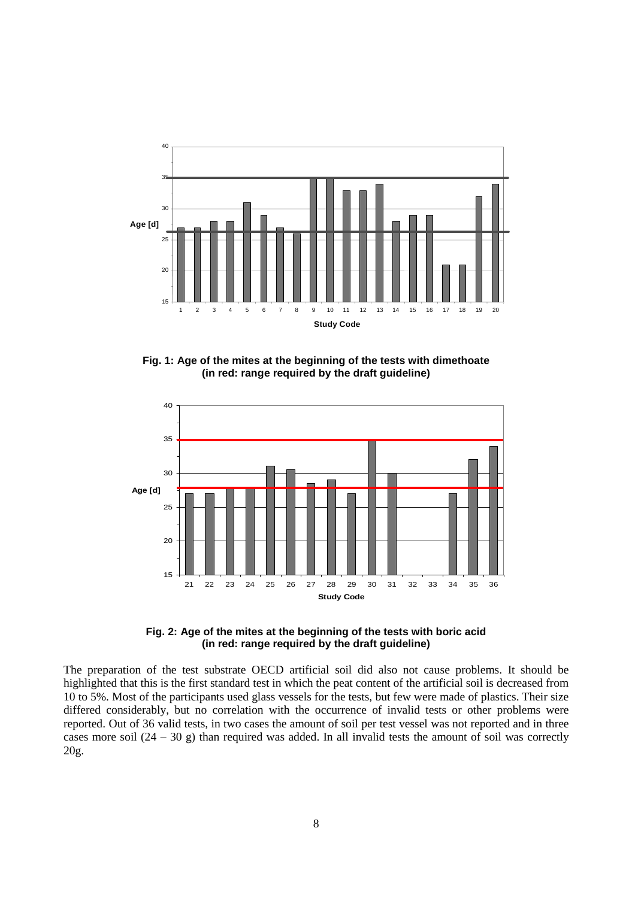Fig. 1: Age of the mites at the beginning of the tests with dimethoate (in red: range required by the draft guideline)

Fig. 2: Age of the mites at the beginning of the tests with boric acid (in red: range required by the draft guideline)

The preparation of the test substrate OECD artificial soil did also not cause problems. It should be highlighted that this is the first standard test in which the peat content of the artificial soil is decreased from 10 to 5%. Most of the participants used glass vessels for the tests, but few were made of plastics. Their size differed considerably, but no correlation with the occurrence of invalid tests or other problems were reported. Out of 36 valid tests, in two cases the amount of soil per test vessel was not reported and in three cases more soil (24 – 30 g) than required was added. In all invalid tests the amount of soil was correctly 20g.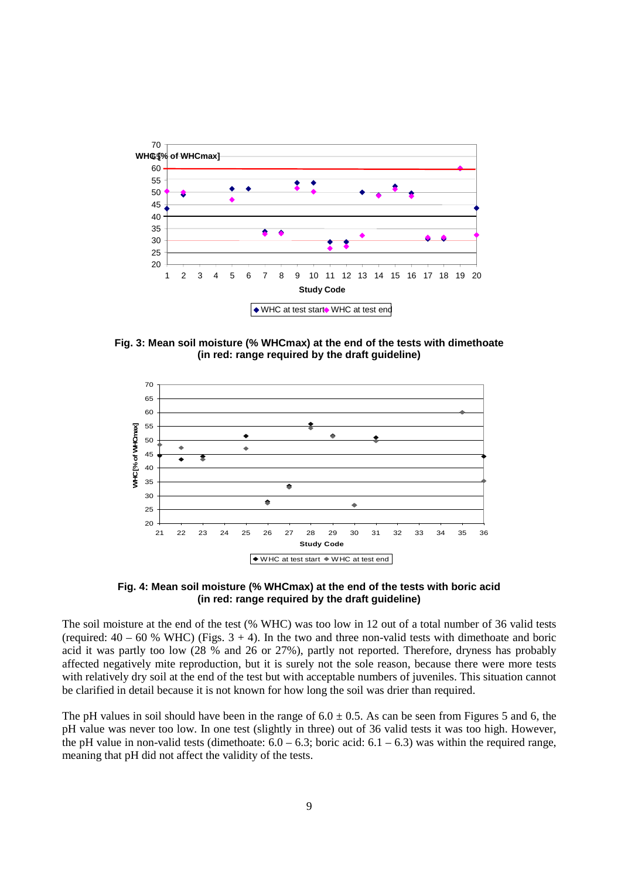**Fig. 3: Mean soil moisture (% WHCmax) at the end of the tests with dimethoate (in red: range required by the draft guideline)**

**Fig. 4: Mean soil moisture (% WHCmax) at the end of the tests with boric acid (in red: range required by the draft guideline)**

The soil moisture at the end of the test (% WHC) was too low in 12 out of a total number of 36 valid tests (required: 40 – 60 % WHC) (Figs. 3 + 4). In the two and three non-valid tests with dimethoate and boric acid it was partly too low (28 % and 26 or 27%), partly not reported. Therefore, dryness has probably affected negatively mite reproduction, but it is surely not the sole reason, because there were more tests with relatively dry soil at the end of the test but with acceptable numbers of juveniles. This situation cannot be clarified in detail because it is not known for how long the soil was drier than required.

The pH values in soil should have been in the range of $6.0 \pm 0.5$. As can be seen from Figures 5 and 6, the pH value was never too low. In one test (slightly in three) out of 36 valid tests it was too high. However, the pH value in non-valid tests (dimethoate: 6.0 – 6.3; boric acid: 6.1 – 6.3) was within the required range, meaning that pH did not affect the validity of the tests.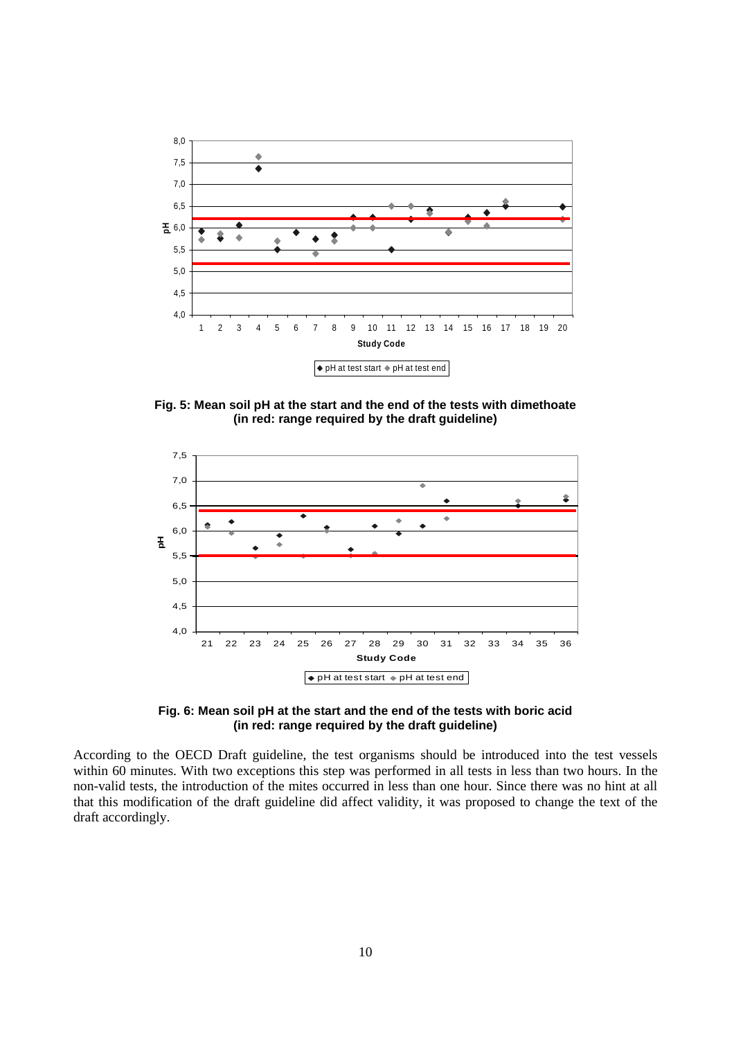**Fig. 5: Mean soil pH at the start and the end of the tests with dimethoate (in red: range required by the draft guideline)**

**Fig. 6: Mean soil pH at the start and the end of the tests with boric acid (in red: range required by the draft guideline)**

According to the OECD Draft guideline, the test organisms should be introduced into the test vessels within 60 minutes. With two exceptions this step was performed in all tests in less than two hours. In the non-valid tests, the introduction of the mites occurred in less than one hour. Since there was no hint at all that this modification of the draft guideline did affect validity, it was proposed to change the text of the draft accordingly.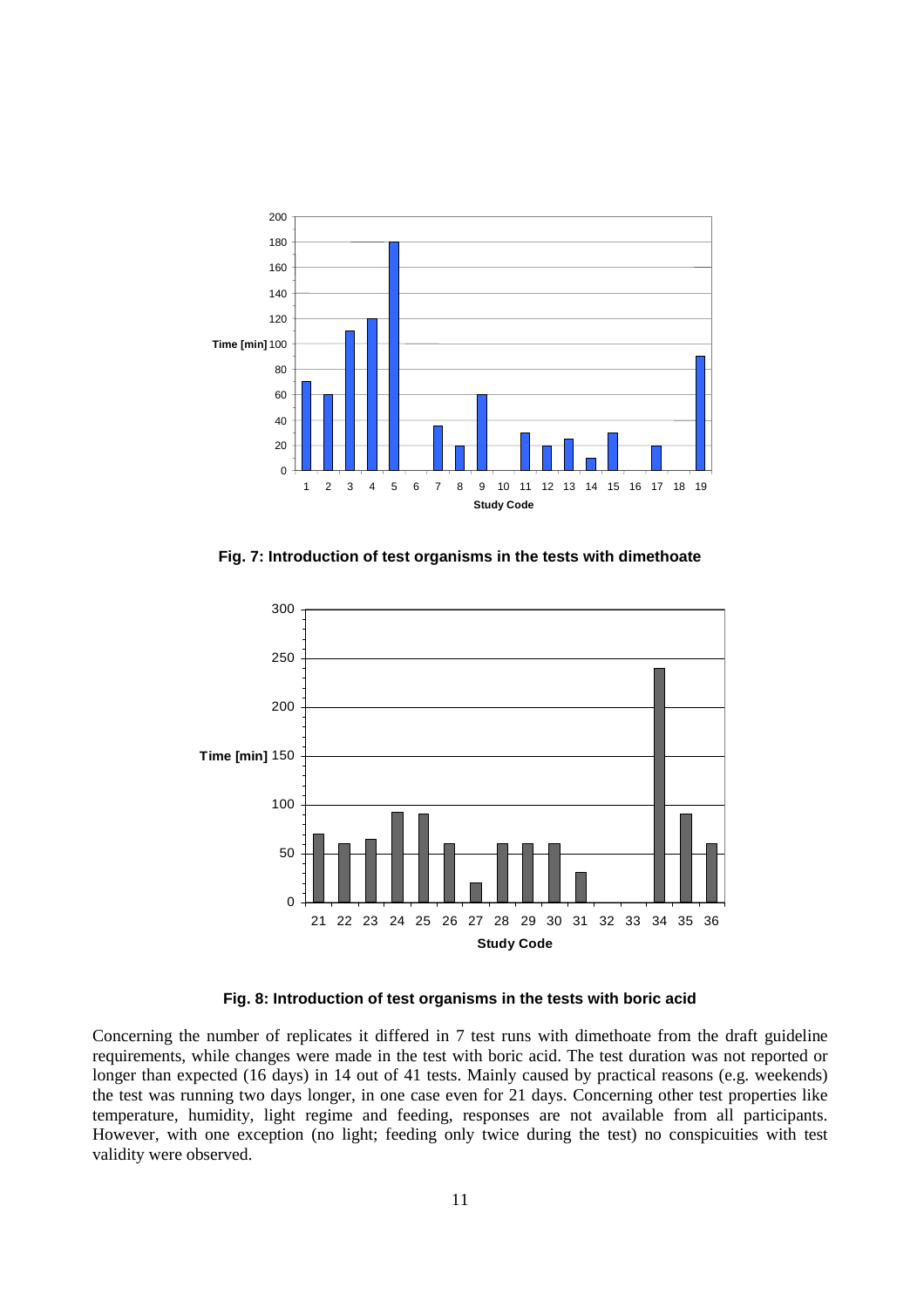**Fig. 7: Introduction of test organisms in the tests with dimethoate**

**Fig. 8: Introduction of test organisms in the tests with boric acid**

Concerning the number of replicates it differed in 7 test runs with dimethoate from the draft guideline requirements, while changes were made in the test with boric acid. The test duration was not reported or longer than expected (16 days) in 14 out of 41 tests. Mainly caused by practical reasons (e.g. weekends) the test was running two days longer, in one case even for 21 days. Concerning other test properties like temperature, humidity, light regime and feeding, responses are not available from all participants. However, with one exception (no light; feeding only twice during the test) no conspicuities with test validity were observed.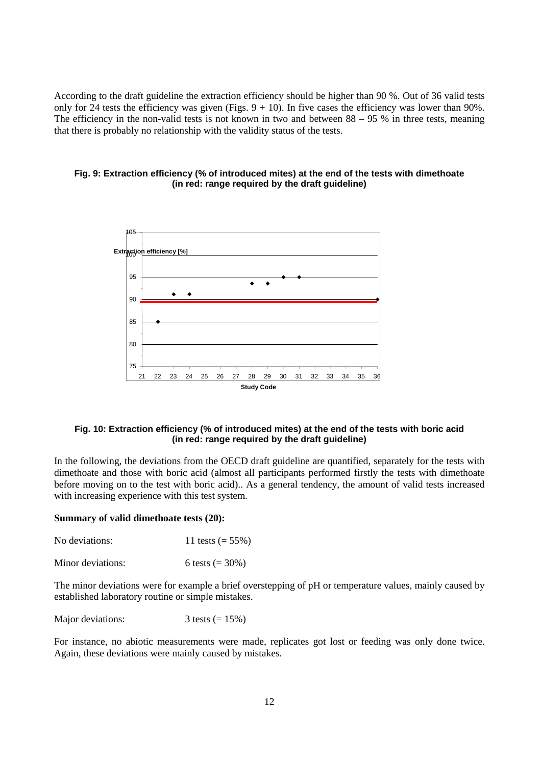According to the draft guideline the extraction efficiency should be higher than 90 %. Out of 36 valid tests only for 24 tests the efficiency was given (Figs. 9 + 10). In five cases the efficiency was lower than 90%. The efficiency in the non-valid tests is not known in two and between 88 – 95 % in three tests, meaning that there is probably no relationship with the validity status of the tests.

**Fig. 9: Extraction efficiency (% of introduced mites) at the end of the tests with dimethoate (in red: range required by the draft guideline)**

**Fig. 10: Extraction efficiency (% of introduced mites) at the end of the tests with boric acid (in red: range required by the draft guideline)**

In the following, the deviations from the OECD draft guideline are quantified, separately for the tests with dimethoate and those with boric acid (almost all participants performed firstly the tests with dimethoate before moving on to the test with boric acid).. As a general tendency, the amount of valid tests increased with increasing experience with this test system.

**Summary of valid dimethoate tests (20):**

No deviations: 11 tests (= 55%)

Minor deviations: 6 tests (= 30%)

The minor deviations were for example a brief overstepping of pH or temperature values, mainly caused by established laboratory routine or simple mistakes.

Major deviations: 3 tests (= 15%)

For instance, no abiotic measurements were made, replicates got lost or feeding was only done twice. Again, these deviations were mainly caused by mistakes.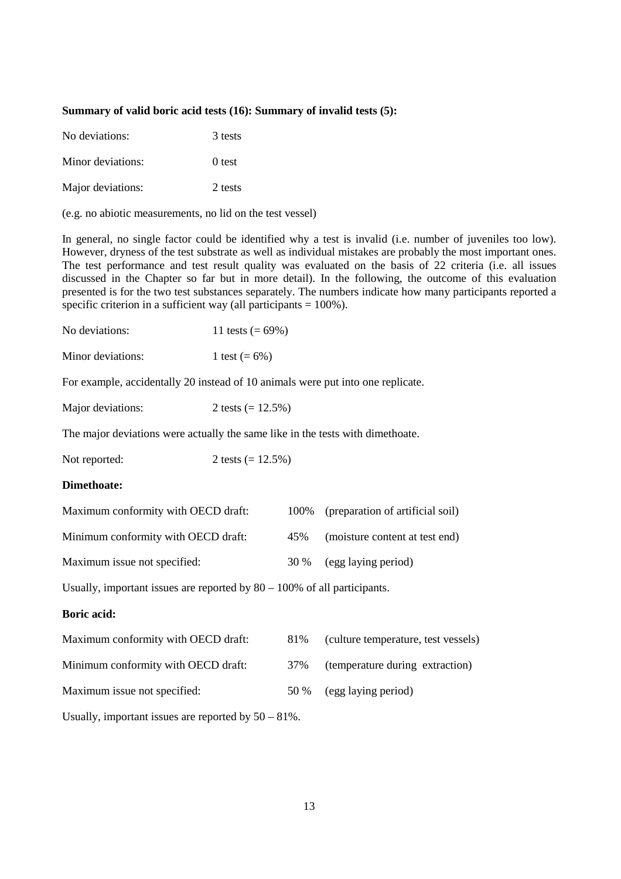**Summary of valid boric acid tests (16): Summary of invalid tests (5):**

No deviations: 3 tests

Minor deviations: 0 test

Major deviations: 2 tests

(e.g. no abiotic measurements, no lid on the test vessel)

In general, no single factor could be identified why a test is invalid (i.e. number of juveniles too low). However, dryness of the test substrate as well as individual mistakes are probably the most important ones. The test performance and test result quality was evaluated on the basis of 22 criteria (i.e. all issues discussed in the Chapter so far but in more detail). In the following, the outcome of this evaluation presented is for the two test substances separately. The numbers indicate how many participants reported a specific criterion in a sufficient way (all participants = 100%).

No deviations: 11 tests (= 69%)

Minor deviations: 1 test (= 6%)

For example, accidentally 20 instead of 10 animals were put into one replicate.

Major deviations: 2 tests (= 12.5%)

The major deviations were actually the same like in the tests with dimethoate.

Not reported: 2 tests (= 12.5%)

**Dimethoate:**

Maximum conformity with OECD draft: 100% (preparation of artificial soil)

Minimum conformity with OECD draft: 45% (moisture content at test end)

Maximum issue not specified: 30 % (egg laying period)

Usually, important issues are reported by 80 – 100% of all participants.

**Boric acid:**

Maximum conformity with OECD draft: 81% (culture temperature, test vessels)

Minimum conformity with OECD draft: 37% (temperature during extraction)

Maximum issue not specified: 50 % (egg laying period)

Usually, important issues are reported by 50 – 81%.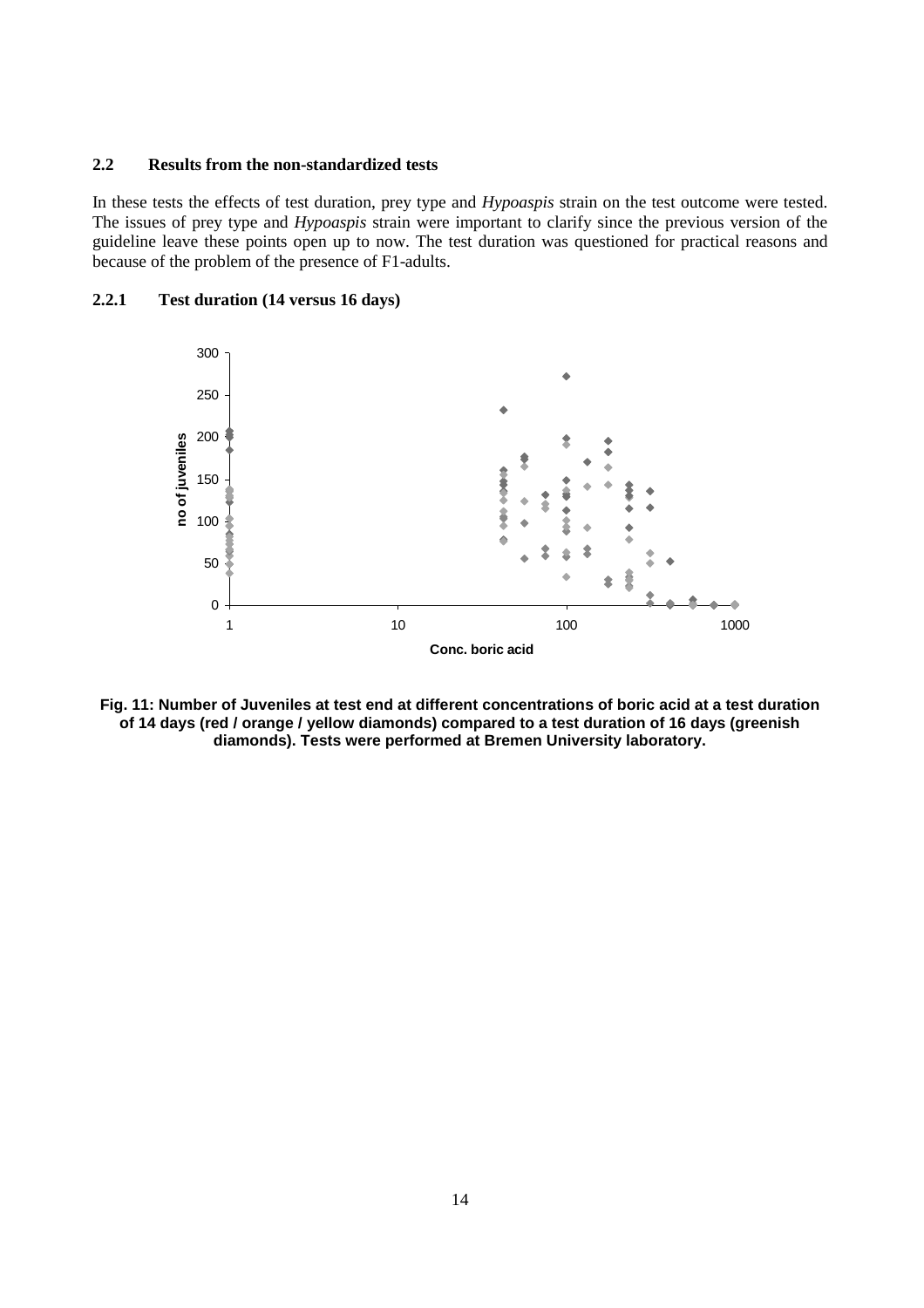### 2.2 Results from the non-standardized tests

In these tests the effects of test duration, prey type and *Hypoaspis* strain on the test outcome were tested. The issues of prey type and *Hypoaspis* strain were important to clarify since the previous version of the guideline leave these points open up to now. The test duration was questioned for practical reasons and because of the problem of the presence of F1-adults.

#### 2.2.1 Test duration (14 versus 16 days)

**Fig. 11: Number of Juveniles at test end at different concentrations of boric acid at a test duration of 14 days (red / orange / yellow diamonds) compared to a test duration of 16 days (greenish diamonds). Tests were performed at Bremen University laboratory.**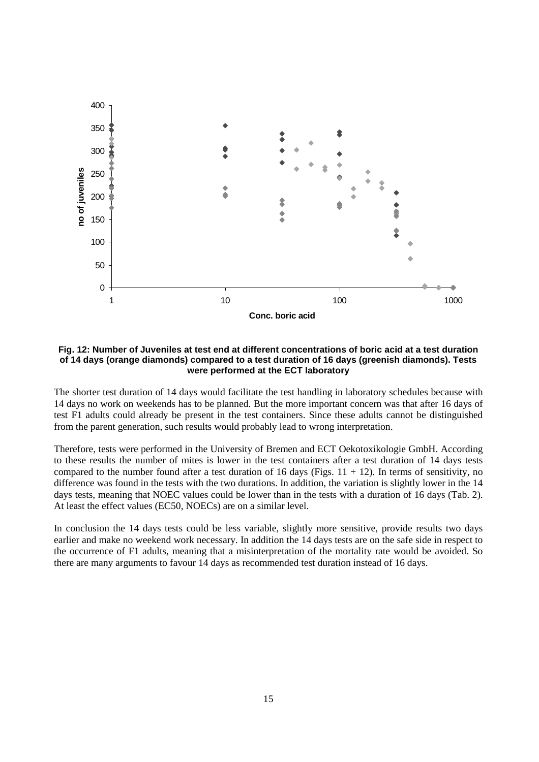**Fig. 12: Number of Juveniles at test end at different concentrations of boric acid at a test duration of 14 days (orange diamonds) compared to a test duration of 16 days (greenish diamonds). Tests were performed at the ECT laboratory**

The shorter test duration of 14 days would facilitate the test handling in laboratory schedules because with 14 days no work on weekends has to be planned. But the more important concern was that after 16 days of test F1 adults could already be present in the test containers. Since these adults cannot be distinguished from the parent generation, such results would probably lead to wrong interpretation.

Therefore, tests were performed in the University of Bremen and ECT Oekotoxikologie GmbH. According to these results the number of mites is lower in the test containers after a test duration of 14 days tests compared to the number found after a test duration of 16 days (Figs. 11 + 12). In terms of sensitivity, no difference was found in the tests with the two durations. In addition, the variation is slightly lower in the 14 days tests, meaning that NOEC values could be lower than in the tests with a duration of 16 days (Tab. 2). At least the effect values (EC50, NOECs) are on a similar level.

In conclusion the 14 days tests could be less variable, slightly more sensitive, provide results two days earlier and make no weekend work necessary. In addition the 14 days tests are on the safe side in respect to the occurrence of F1 adults, meaning that a misinterpretation of the mortality rate would be avoided. So there are many arguments to favour 14 days as recommended test duration instead of 16 days.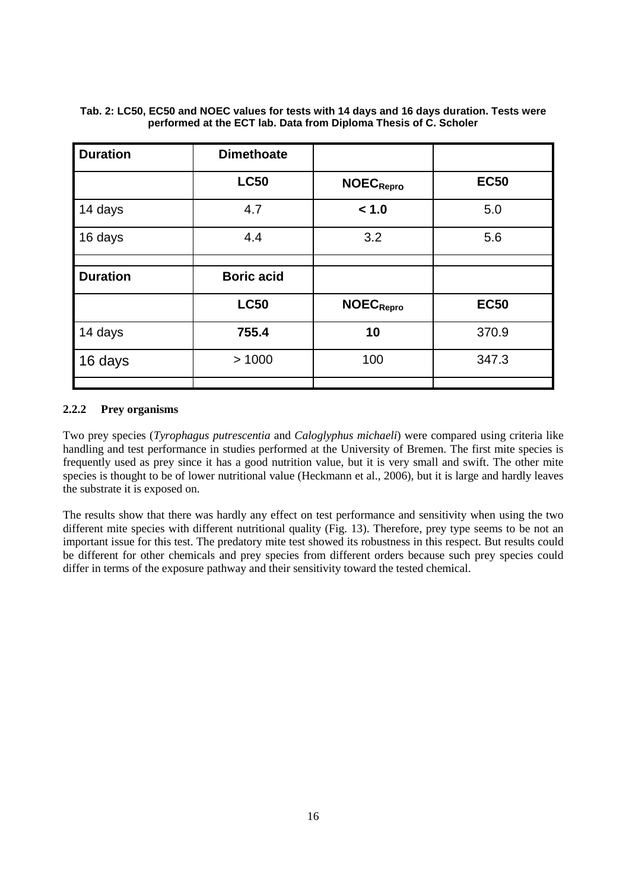**Tab. 2: LC50, EC50 and NOEC values for tests with 14 days and 16 days duration. Tests were performed at the ECT lab. Data from Diploma Thesis of C. Scholer**

| Duration | Dimethoate | | |
|---|---|---|---|
| | **LC50** | **$NOEC_{Repro}$** | **EC50** |
| 14 days | 4.7 | **< 1.0** | 5.0 |
| 16 days | 4.4 | 3.2 | 5.6 |
| | | | |
| **Duration** | **Boric acid** | | |
| | **LC50** | **$NOEC_{Repro}$** | **EC50** |
| 14 days | **755.4** | **10** | 370.9 |
| 16 days | > 1000 | 100 | 347.3 |
| | | | |

### 2.2.2 Prey organisms

Two prey species (*Tyrophagus putrescentia* and *Caloglyphus michaeli*) were compared using criteria like handling and test performance in studies performed at the University of Bremen. The first mite species is frequently used as prey since it has a good nutrition value, but it is very small and swift. The other mite species is thought to be of lower nutritional value (Heckmann et al., 2006), but it is large and hardly leaves the substrate it is exposed on.

The results show that there was hardly any effect on test performance and sensitivity when using the two different mite species with different nutritional quality (Fig. 13). Therefore, prey type seems to be not an important issue for this test. The predatory mite test showed its robustness in this respect. But results could be different for other chemicals and prey species from different orders because such prey species could differ in terms of the exposure pathway and their sensitivity toward the tested chemical.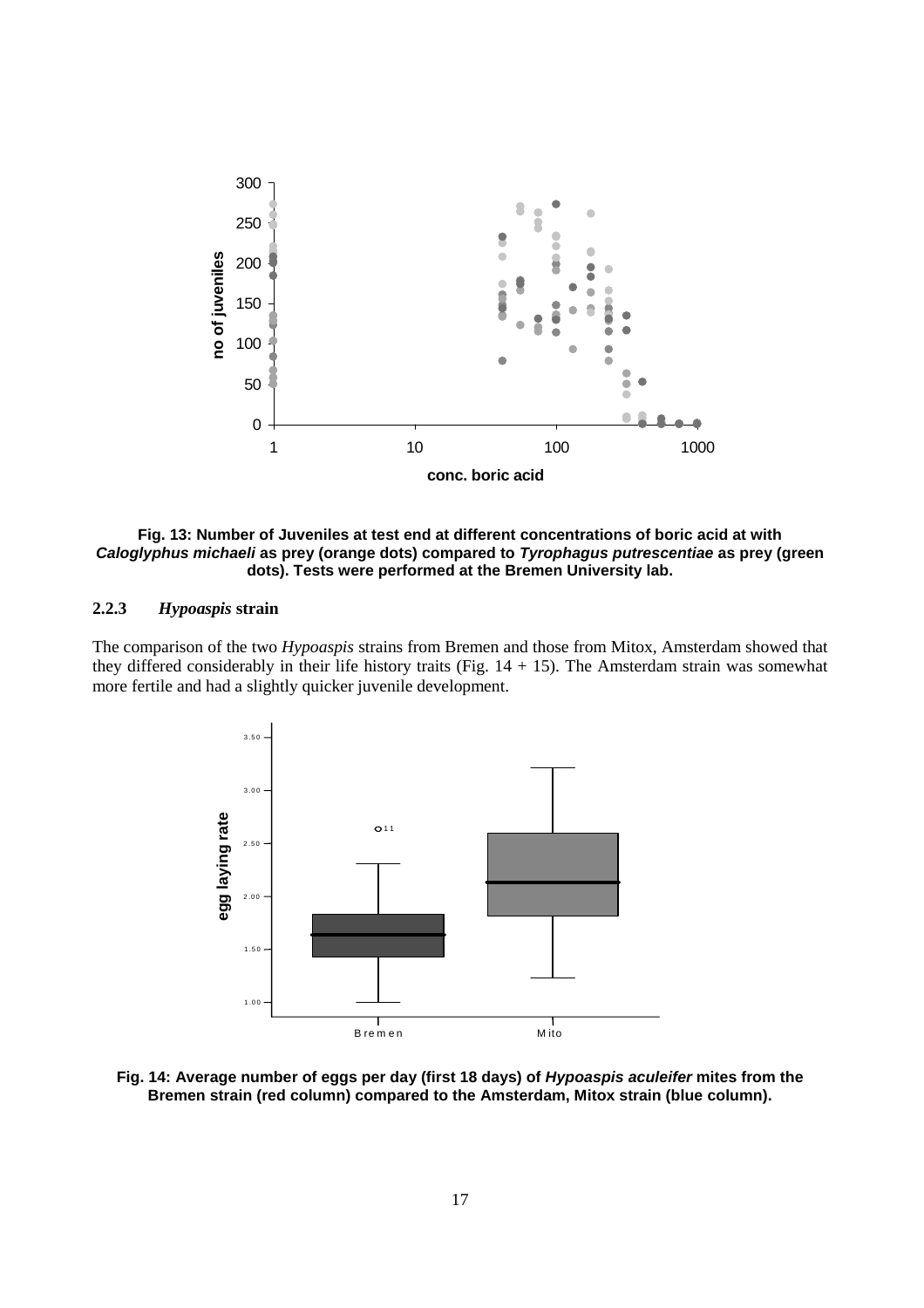**Fig. 13: Number of Juveniles at test end at different concentrations of boric acid at with *Caloglyphus michaeli* as prey (orange dots) compared to *Tyrophagus putrescentiae* as prey (green dots). Tests were performed at the Bremen University lab.**

### 2.2.3 *Hypoaspis* strain

The comparison of the two *Hypoaspis* strains from Bremen and those from Mitox, Amsterdam showed that they differed considerably in their life history traits (Fig. 14 + 15). The Amsterdam strain was somewhat more fertile and had a slightly quicker juvenile development.

**Fig. 14: Average number of eggs per day (first 18 days) of *Hypoaspis aculeifer* mites from the Bremen strain (red column) compared to the Amsterdam, Mitox strain (blue column).**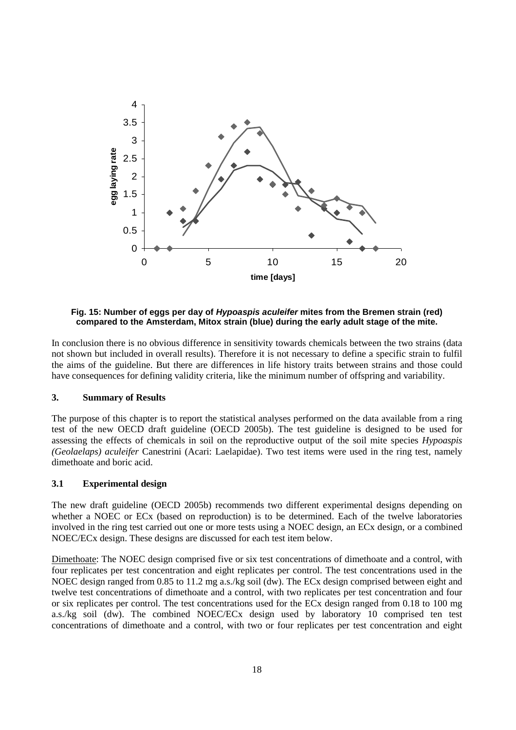**Fig. 15: Number of eggs per day of *Hypoaspis aculeifer* mites from the Bremen strain (red) compared to the Amsterdam, Mitox strain (blue) during the early adult stage of the mite.**

In conclusion there is no obvious difference in sensitivity towards chemicals between the two strains (data not shown but included in overall results). Therefore it is not necessary to define a specific strain to fulfil the aims of the guideline. But there are differences in life history traits between strains and those could have consequences for defining validity criteria, like the minimum number of offspring and variability.

## 3. Summary of Results

The purpose of this chapter is to report the statistical analyses performed on the data available from a ring test of the new OECD draft guideline (OECD 2005b). The test guideline is designed to be used for assessing the effects of chemicals in soil on the reproductive output of the soil mite species *Hypoaspis (Geolaelaps) aculeifer* Canestrini (Acari: Laelapidae). Two test items were used in the ring test, namely dimethoate and boric acid.

### 3.1 Experimental design

The new draft guideline (OECD 2005b) recommends two different experimental designs depending on whether a NOEC or ECx (based on reproduction) is to be determined. Each of the twelve laboratories involved in the ring test carried out one or more tests using a NOEC design, an ECx design, or a combined NOEC/ECx design. These designs are discussed for each test item below.

Dimethoate: The NOEC design comprised five or six test concentrations of dimethoate and a control, with four replicates per test concentration and eight replicates per control. The test concentrations used in the NOEC design ranged from 0.85 to 11.2 mg a.s./kg soil (dw). The ECx design comprised between eight and twelve test concentrations of dimethoate and a control, with two replicates per test concentration and four or six replicates per control. The test concentrations used for the ECx design ranged from 0.18 to 100 mg a.s./kg soil (dw). The combined NOEC/ECx design used by laboratory 10 comprised ten test concentrations of dimethoate and a control, with two or four replicates per test concentration and eight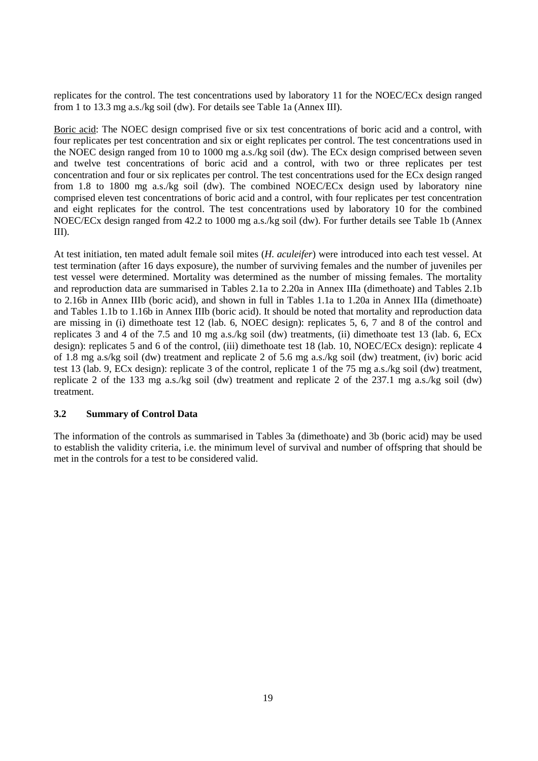replicates for the control. The test concentrations used by laboratory 11 for the NOEC/ECx design ranged from 1 to 13.3 mg a.s./kg soil (dw). For details see Table 1a (Annex III).

Boric acid: The NOEC design comprised five or six test concentrations of boric acid and a control, with four replicates per test concentration and six or eight replicates per control. The test concentrations used in the NOEC design ranged from 10 to 1000 mg a.s./kg soil (dw). The ECx design comprised between seven and twelve test concentrations of boric acid and a control, with two or three replicates per test concentration and four or six replicates per control. The test concentrations used for the ECx design ranged from 1.8 to 1800 mg a.s./kg soil (dw). The combined NOEC/ECx design used by laboratory nine comprised eleven test concentrations of boric acid and a control, with four replicates per test concentration and eight replicates for the control. The test concentrations used by laboratory 10 for the combined NOEC/ECx design ranged from 42.2 to 1000 mg a.s./kg soil (dw). For further details see Table 1b (Annex III).

At test initiation, ten mated adult female soil mites (*H. aculeifer*) were introduced into each test vessel. At test termination (after 16 days exposure), the number of surviving females and the number of juveniles per test vessel were determined. Mortality was determined as the number of missing females. The mortality and reproduction data are summarised in Tables 2.1a to 2.20a in Annex IIIa (dimethoate) and Tables 2.1b to 2.16b in Annex IIIb (boric acid), and shown in full in Tables 1.1a to 1.20a in Annex IIIa (dimethoate) and Tables 1.1b to 1.16b in Annex IIIb (boric acid). It should be noted that mortality and reproduction data are missing in (i) dimethoate test 12 (lab. 6, NOEC design): replicates 5, 6, 7 and 8 of the control and replicates 3 and 4 of the 7.5 and 10 mg a.s./kg soil (dw) treatments, (ii) dimethoate test 13 (lab. 6, ECx design): replicates 5 and 6 of the control, (iii) dimethoate test 18 (lab. 10, NOEC/ECx design): replicate 4 of 1.8 mg a.s/kg soil (dw) treatment and replicate 2 of 5.6 mg a.s./kg soil (dw) treatment, (iv) boric acid test 13 (lab. 9, ECx design): replicate 3 of the control, replicate 1 of the 75 mg a.s./kg soil (dw) treatment, replicate 2 of the 133 mg a.s./kg soil (dw) treatment and replicate 2 of the 237.1 mg a.s./kg soil (dw) treatment.

### 3.2 Summary of Control Data

The information of the controls as summarised in Tables 3a (dimethoate) and 3b (boric acid) may be used to establish the validity criteria, i.e. the minimum level of survival and number of offspring that should be met in the controls for a test to be considered valid.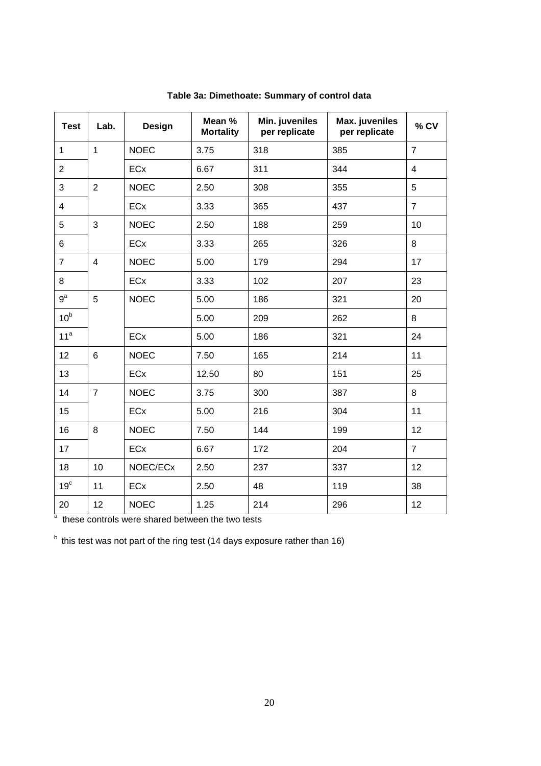**Table 3a: Dimethoate: Summary of control data**

| Test | Lab. | Design | Mean % Mortality | Min. juveniles per replicate | Max. juveniles per replicate | % CV |
|---|---|---|---|---|---|---|
| 1 | 1 | NOEC | 3.75 | 318 | 385 | 7 |
| 2 | | ECx | 6.67 | 311 | 344 | 4 |
| 3 | 2 | NOEC | 2.50 | 308 | 355 | 5 |
| 4 | | ECx | 3.33 | 365 | 437 | 7 |
| 5 | 3 | NOEC | 2.50 | 188 | 259 | 10 |
| 6 | | ECx | 3.33 | 265 | 326 | 8 |
| 7 | 4 | NOEC | 5.00 | 179 | 294 | 17 |
| 8 | | ECx | 3.33 | 102 | 207 | 23 |
| 9[a] | 5 | NOEC | 5.00 | 186 | 321 | 20 |
| 10[b] | | | 5.00 | 209 | 262 | 8 |
| 11[a] | | ECx | 5.00 | 186 | 321 | 24 |
| 12 | 6 | NOEC | 7.50 | 165 | 214 | 11 |
| 13 | | ECx | 12.50 | 80 | 151 | 25 |
| 14 | 7 | NOEC | 3.75 | 300 | 387 | 8 |
| 15 | | ECx | 5.00 | 216 | 304 | 11 |
| 16 | 8 | NOEC | 7.50 | 144 | 199 | 12 |
| 17 | | ECx | 6.67 | 172 | 204 | 7 |
| 18 | 10 | NOEC/ECx | 2.50 | 237 | 337 | 12 |
| 19[c] | 11 | ECx | 2.50 | 48 | 119 | 38 |
| 20 | 12 | NOEC | 1.25 | 214 | 296 | 12 |

[a] these controls were shared between the two tests

[b] this test was not part of the ring test (14 days exposure rather than 16)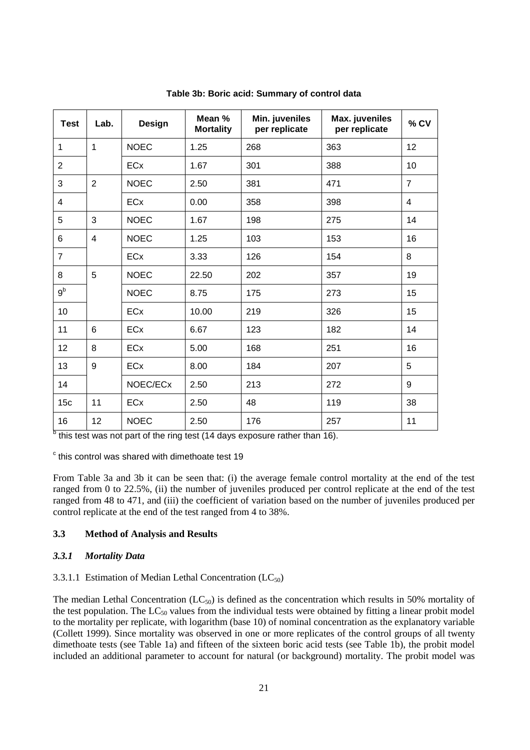**Table 3b: Boric acid: Summary of control data**

| Test | Lab. | Design | Mean % Mortality | Min. juveniles per replicate | Max. juveniles per replicate | % CV |
|---|---|---|---|---|---|---|
| 1 | 1 | NOEC | 1.25 | 268 | 363 | 12 |
| 2 | | ECx | 1.67 | 301 | 388 | 10 |
| 3 | 2 | NOEC | 2.50 | 381 | 471 | 7 |
| 4 | | ECx | 0.00 | 358 | 398 | 4 |
| 5 | 3 | NOEC | 1.67 | 198 | 275 | 14 |
| 6 | 4 | NOEC | 1.25 | 103 | 153 | 16 |
| 7 | | ECx | 3.33 | 126 | 154 | 8 |
| 8 | 5 | NOEC | 22.50 | 202 | 357 | 19 |
| 9[b] | | NOEC | 8.75 | 175 | 273 | 15 |
| 10 | | ECx | 10.00 | 219 | 326 | 15 |
| 11 | 6 | ECx | 6.67 | 123 | 182 | 14 |
| 12 | 8 | ECx | 5.00 | 168 | 251 | 16 |
| 13 | 9 | ECx | 8.00 | 184 | 207 | 5 |
| 14 | | NOEC/ECx | 2.50 | 213 | 272 | 9 |
| 15c | 11 | ECx | 2.50 | 48 | 119 | 38 |
| 16 | 12 | NOEC | 2.50 | 176 | 257 | 11 |

[b] this test was not part of the ring test (14 days exposure rather than 16).

[c] this control was shared with dimethoate test 19

From Table 3a and 3b it can be seen that: (i) the average female control mortality at the end of the test ranged from 0 to 22.5%, (ii) the number of juveniles produced per control replicate at the end of the test ranged from 48 to 471, and (iii) the coefficient of variation based on the number of juveniles produced per control replicate at the end of the test ranged from 4 to 38%.

### 3.3 Method of Analysis and Results

#### *3.3.1 Mortality Data*

3.3.1.1 Estimation of Median Lethal Concentration ($LC_{50}$)

The median Lethal Concentration ($LC_{50}$) is defined as the concentration which results in 50% mortality of the test population. The $LC_{50}$ values from the individual tests were obtained by fitting a linear probit model to the mortality per replicate, with logarithm (base 10) of nominal concentration as the explanatory variable (Collett 1999). Since mortality was observed in one or more replicates of the control groups of all twenty dimethoate tests (see Table 1a) and fifteen of the sixteen boric acid tests (see Table 1b), the probit model included an additional parameter to account for natural (or background) mortality. The probit model was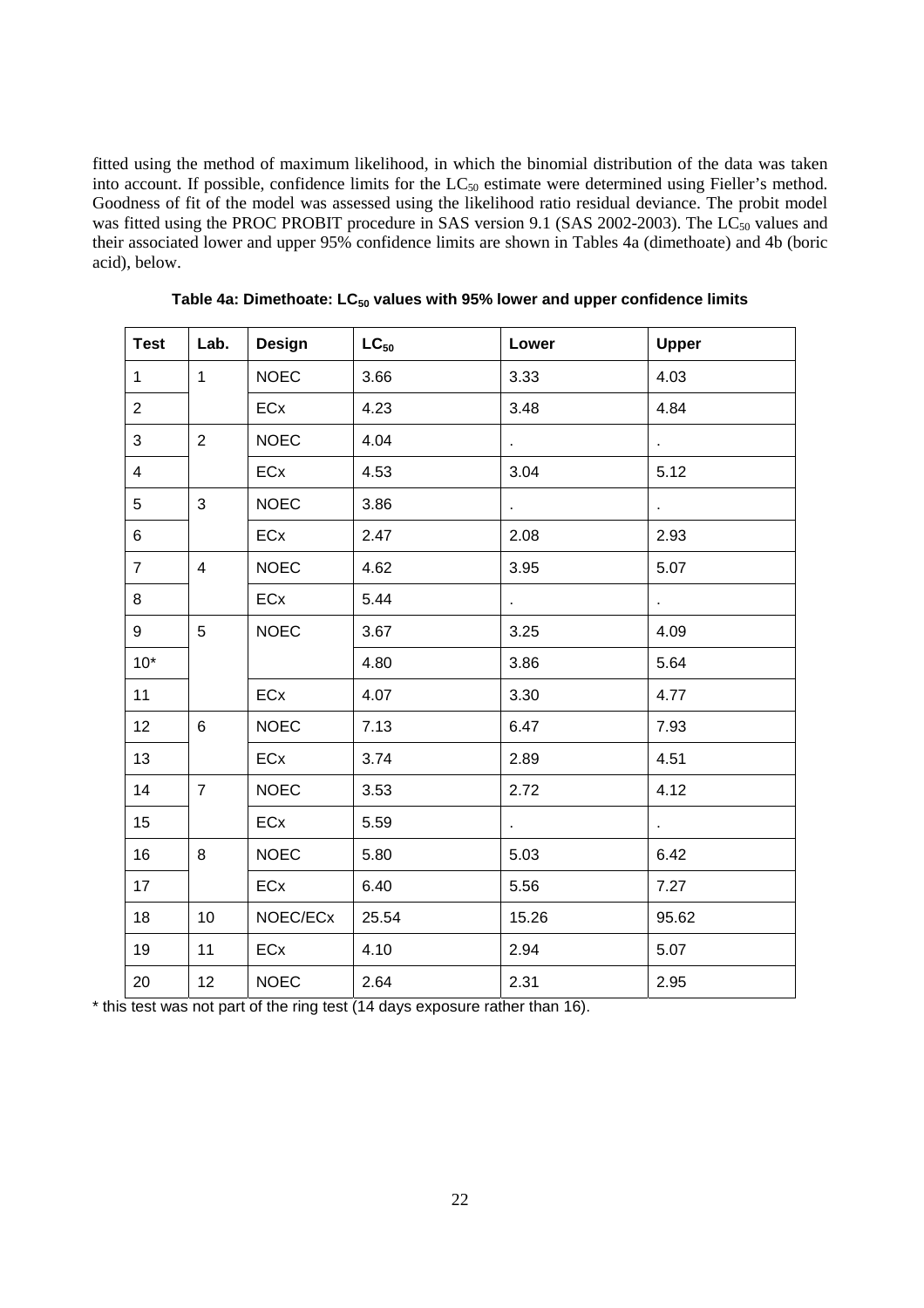fitted using the method of maximum likelihood, in which the binomial distribution of the data was taken into account. If possible, confidence limits for the $LC_{50}$ estimate were determined using Fieller's method. Goodness of fit of the model was assessed using the likelihood ratio residual deviance. The probit model was fitted using the PROC PROBIT procedure in SAS version 9.1 (SAS 2002-2003). The $LC_{50}$ values and their associated lower and upper 95% confidence limits are shown in Tables 4a (dimethoate) and 4b (boric acid), below.

**Table 4a: Dimethoate: $LC_{50}$ values with 95% lower and upper confidence limits**

| Test | Lab. | Design | $LC_{50}$ | Lower | Upper |
|---|---|---|---|---|---|
| 1 | 1 | NOEC | 3.66 | 3.33 | 4.03 |
| 2 | | ECx | 4.23 | 3.48 | 4.84 |
| 3 | 2 | NOEC | 4.04 | . | . |
| 4 | | ECx | 4.53 | 3.04 | 5.12 |
| 5 | 3 | NOEC | 3.86 | . | . |
| 6 | | ECx | 2.47 | 2.08 | 2.93 |
| 7 | 4 | NOEC | 4.62 | 3.95 | 5.07 |
| 8 | | ECx | 5.44 | . | . |
| 9 | 5 | NOEC | 3.67 | 3.25 | 4.09 |
| 10* | | | 4.80 | 3.86 | 5.64 |
| 11 | | ECx | 4.07 | 3.30 | 4.77 |
| 12 | 6 | NOEC | 7.13 | 6.47 | 7.93 |
| 13 | | ECx | 3.74 | 2.89 | 4.51 |
| 14 | 7 | NOEC | 3.53 | 2.72 | 4.12 |
| 15 | | ECx | 5.59 | . | . |
| 16 | 8 | NOEC | 5.80 | 5.03 | 6.42 |
| 17 | | ECx | 6.40 | 5.56 | 7.27 |
| 18 | 10 | NOEC/ECx | 25.54 | 15.26 | 95.62 |
| 19 | 11 | ECx | 4.10 | 2.94 | 5.07 |
| 20 | 12 | NOEC | 2.64 | 2.31 | 2.95 |

* this test was not part of the ring test (14 days exposure rather than 16).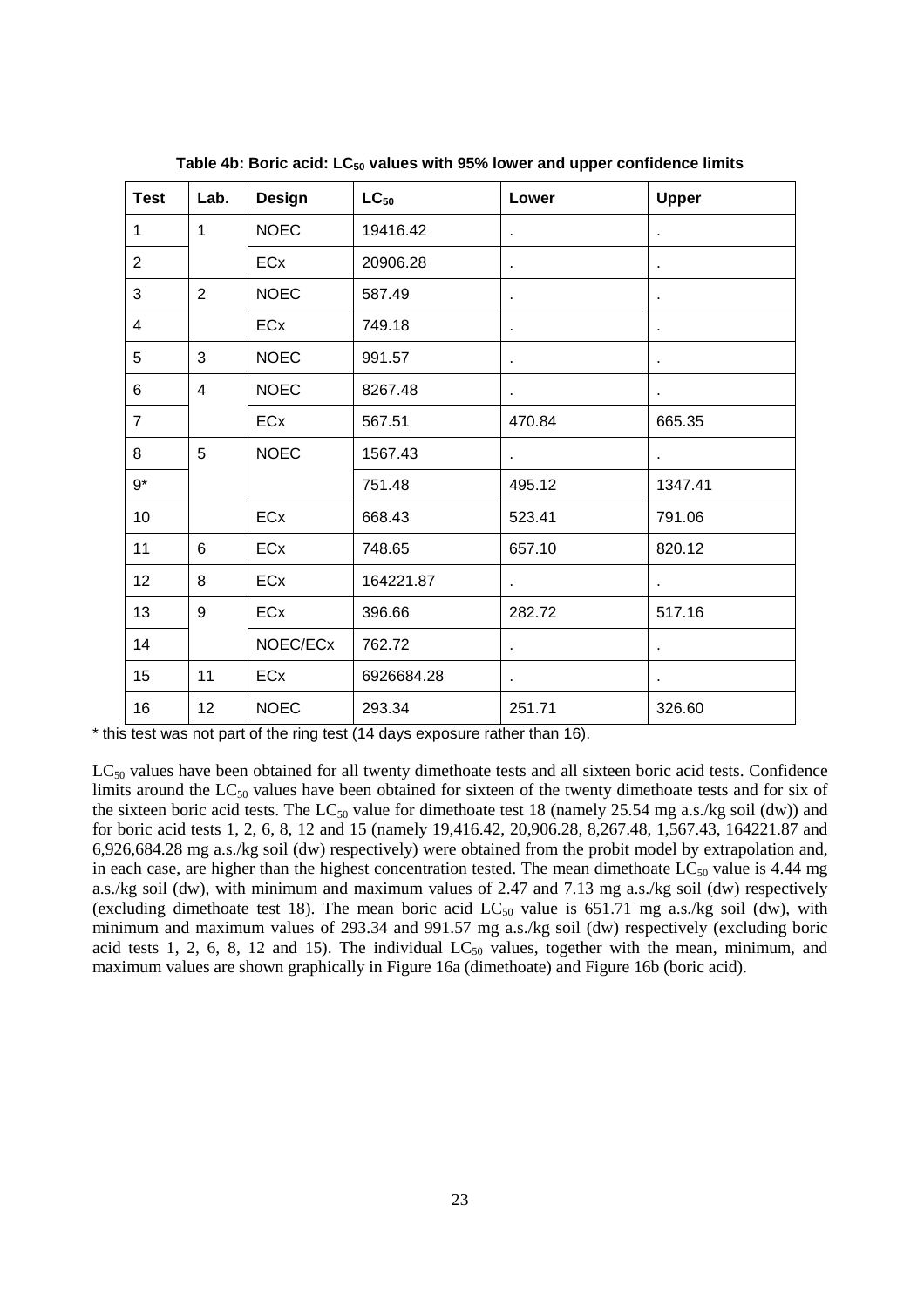**Table 4b: Boric acid: $LC_{50}$ values with 95% lower and upper confidence limits**

| Test | Lab. | Design | $LC_{50}$ | Lower | Upper |
|---|---|---|---|---|---|
| 1 | 1 | NOEC | 19416.42 | . | . |
| 2 | | ECx | 20906.28 | . | . |
| 3 | 2 | NOEC | 587.49 | . | . |
| 4 | | ECx | 749.18 | . | . |
| 5 | 3 | NOEC | 991.57 | . | . |
| 6 | 4 | NOEC | 8267.48 | . | . |
| 7 | | ECx | 567.51 | 470.84 | 665.35 |
| 8 | 5 | NOEC | 1567.43 | . | . |
| 9* | | | 751.48 | 495.12 | 1347.41 |
| 10 | | ECx | 668.43 | 523.41 | 791.06 |
| 11 | 6 | ECx | 748.65 | 657.10 | 820.12 |
| 12 | 8 | ECx | 164221.87 | . | . |
| 13 | 9 | ECx | 396.66 | 282.72 | 517.16 |
| 14 | | NOEC/ECx | 762.72 | . | . |
| 15 | 11 | ECx | 6926684.28 | . | . |
| 16 | 12 | NOEC | 293.34 | 251.71 | 326.60 |

* this test was not part of the ring test (14 days exposure rather than 16).

$LC_{50}$ values have been obtained for all twenty dimethoate tests and all sixteen boric acid tests. Confidence limits around the $LC_{50}$ values have been obtained for sixteen of the twenty dimethoate tests and for six of the sixteen boric acid tests. The $LC_{50}$ value for dimethoate test 18 (namely 25.54 mg a.s./kg soil (dw)) and for boric acid tests 1, 2, 6, 8, 12 and 15 (namely 19,416.42, 20,906.28, 8,267.48, 1,567.43, 164221.87 and 6,926,684.28 mg a.s./kg soil (dw) respectively) were obtained from the probit model by extrapolation and, in each case, are higher than the highest concentration tested. The mean dimethoate $LC_{50}$ value is 4.44 mg a.s./kg soil (dw), with minimum and maximum values of 2.47 and 7.13 mg a.s./kg soil (dw) respectively (excluding dimethoate test 18). The mean boric acid $LC_{50}$ value is 651.71 mg a.s./kg soil (dw), with minimum and maximum values of 293.34 and 991.57 mg a.s./kg soil (dw) respectively (excluding boric acid tests 1, 2, 6, 8, 12 and 15). The individual $LC_{50}$ values, together with the mean, minimum, and maximum values are shown graphically in Figure 16a (dimethoate) and Figure 16b (boric acid).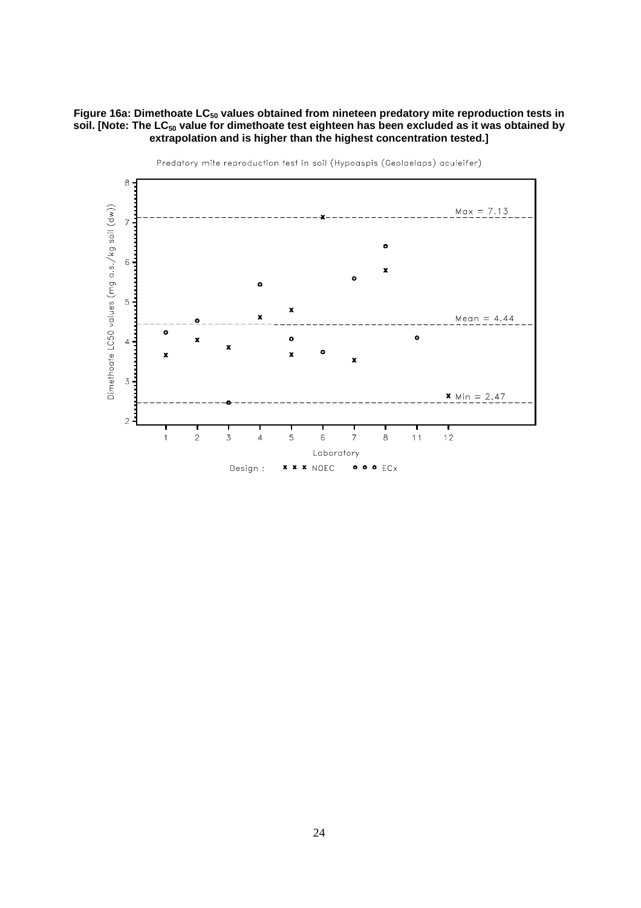**Figure 16a: Dimethoate $LC_{50}$ values obtained from nineteen predatory mite reproduction tests in soil. [Note: The $LC_{50}$ value for dimethoate test eighteen has been excluded as it was obtained by extrapolation and is higher than the highest concentration tested.]**

Predatory mite reproduction test in soil (Hypoaspis (Geolaelaps) aculeifer)

Dimethoate LC50 values (mg a.s./kg soil (dw))

Max = 7.13

Mean = 4.44

Min = 2.47

Laboratory

Design : x x x NOEC o o o ECx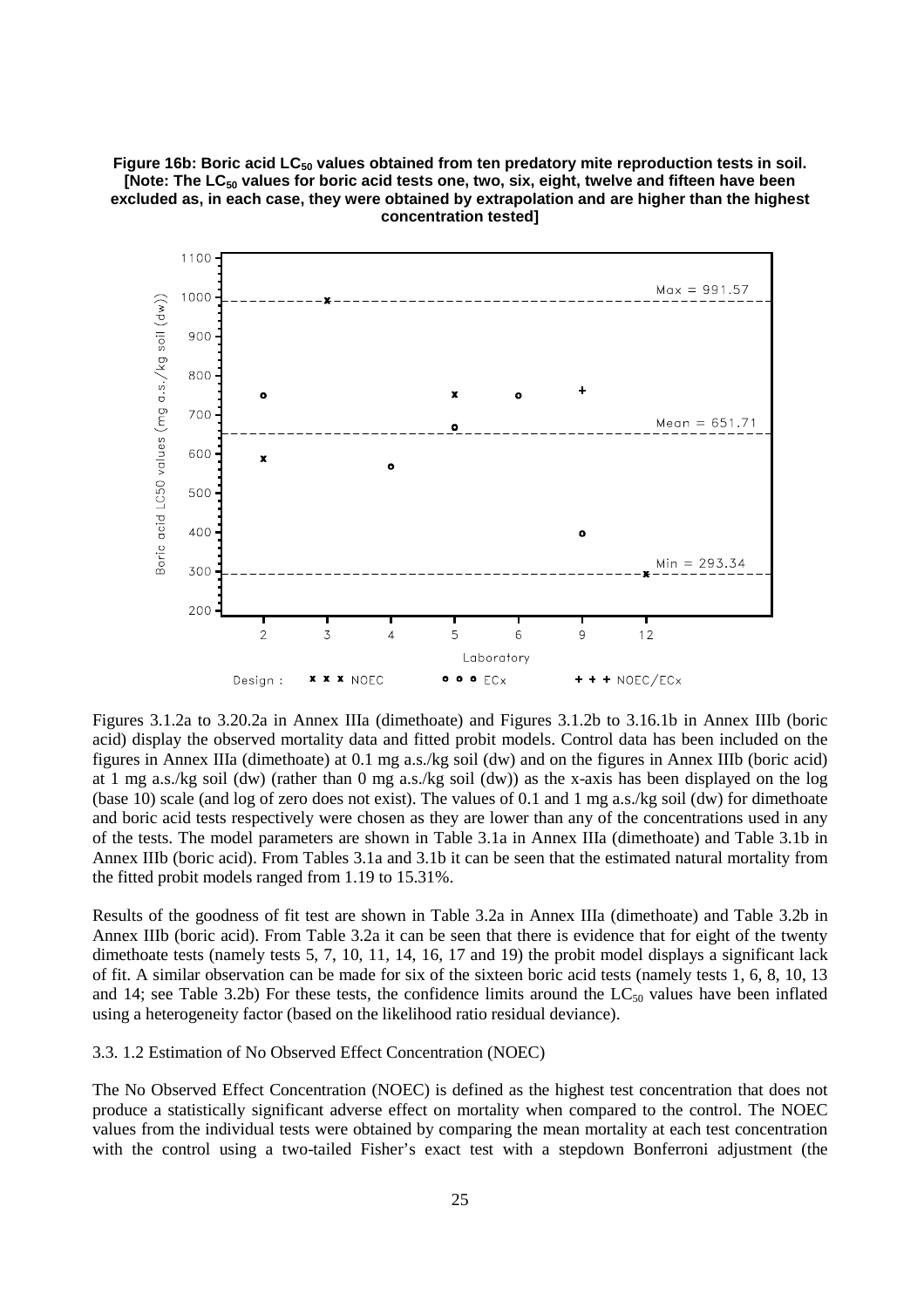**Figure 16b: Boric acid $LC_{50}$ values obtained from ten predatory mite reproduction tests in soil. [Note: The $LC_{50}$ values for boric acid tests one, two, six, eight, twelve and fifteen have been excluded as, in each case, they were obtained by extrapolation and are higher than the highest concentration tested]**

Figures 3.1.2a to 3.20.2a in Annex IIIa (dimethoate) and Figures 3.1.2b to 3.16.1b in Annex IIIb (boric acid) display the observed mortality data and fitted probit models. Control data has been included on the figures in Annex IIIa (dimethoate) at 0.1 mg a.s./kg soil (dw) and on the figures in Annex IIIb (boric acid) at 1 mg a.s./kg soil (dw) (rather than 0 mg a.s./kg soil (dw)) as the x-axis has been displayed on the log (base 10) scale (and log of zero does not exist). The values of 0.1 and 1 mg a.s./kg soil (dw) for dimethoate and boric acid tests respectively were chosen as they are lower than any of the concentrations used in any of the tests. The model parameters are shown in Table 3.1a in Annex IIIa (dimethoate) and Table 3.1b in Annex IIIb (boric acid). From Tables 3.1a and 3.1b it can be seen that the estimated natural mortality from the fitted probit models ranged from 1.19 to 15.31%.

Results of the goodness of fit test are shown in Table 3.2a in Annex IIIa (dimethoate) and Table 3.2b in Annex IIIb (boric acid). From Table 3.2a it can be seen that there is evidence that for eight of the twenty dimethoate tests (namely tests 5, 7, 10, 11, 14, 16, 17 and 19) the probit model displays a significant lack of fit. A similar observation can be made for six of the sixteen boric acid tests (namely tests 1, 6, 8, 10, 13 and 14; see Table 3.2b) For these tests, the confidence limits around the $LC_{50}$ values have been inflated using a heterogeneity factor (based on the likelihood ratio residual deviance).

3.3. 1.2 Estimation of No Observed Effect Concentration (NOEC)

The No Observed Effect Concentration (NOEC) is defined as the highest test concentration that does not produce a statistically significant adverse effect on mortality when compared to the control. The NOEC values from the individual tests were obtained by comparing the mean mortality at each test concentration with the control using a two-tailed Fisher's exact test with a stepdown Bonferroni adjustment (the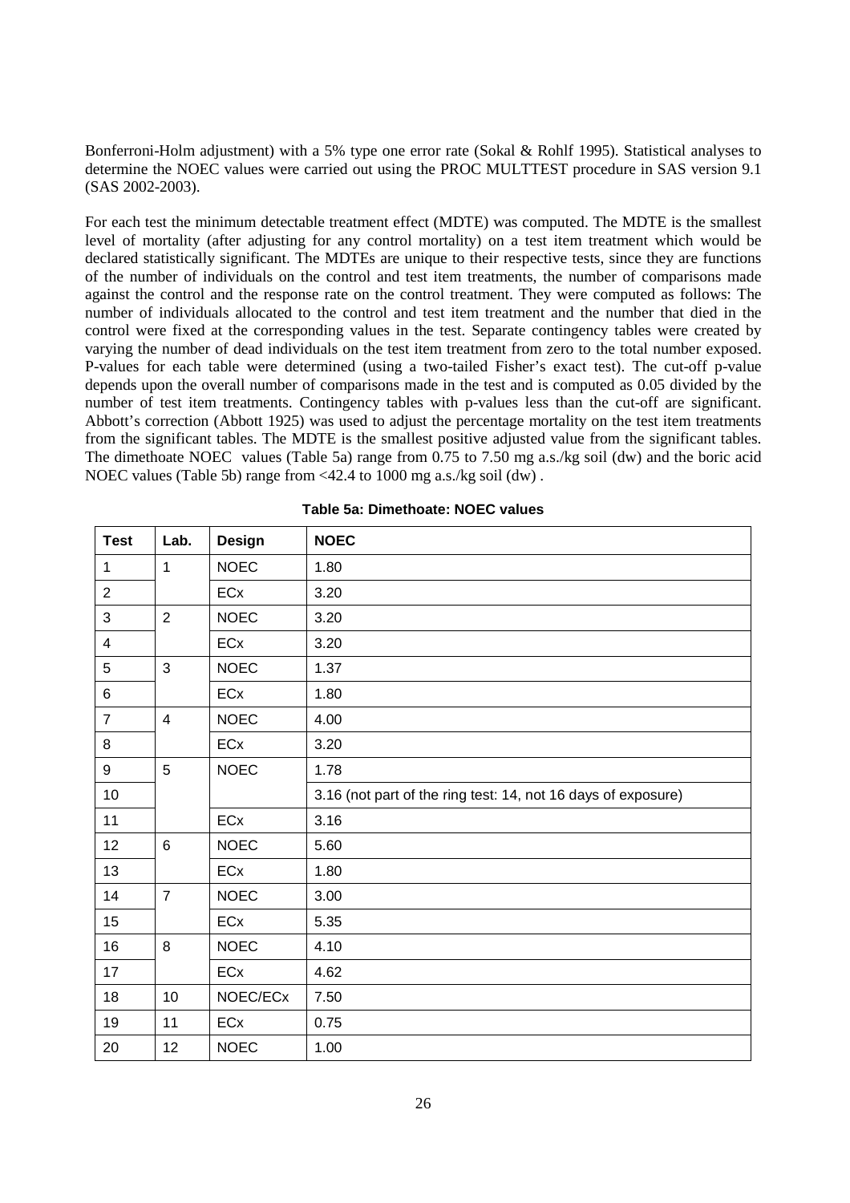Bonferroni-Holm adjustment) with a 5% type one error rate (Sokal & Rohlf 1995). Statistical analyses to determine the NOEC values were carried out using the PROC MULTTEST procedure in SAS version 9.1 (SAS 2002-2003).

For each test the minimum detectable treatment effect (MDTE) was computed. The MDTE is the smallest level of mortality (after adjusting for any control mortality) on a test item treatment which would be declared statistically significant. The MDTEs are unique to their respective tests, since they are functions of the number of individuals on the control and test item treatments, the number of comparisons made against the control and the response rate on the control treatment. They were computed as follows: The number of individuals allocated to the control and test item treatment and the number that died in the control were fixed at the corresponding values in the test. Separate contingency tables were created by varying the number of dead individuals on the test item treatment from zero to the total number exposed. P-values for each table were determined (using a two-tailed Fisher's exact test). The cut-off p-value depends upon the overall number of comparisons made in the test and is computed as 0.05 divided by the number of test item treatments. Contingency tables with p-values less than the cut-off are significant. Abbott's correction (Abbott 1925) was used to adjust the percentage mortality on the test item treatments from the significant tables. The MDTE is the smallest positive adjusted value from the significant tables. The dimethoate NOEC values (Table 5a) range from 0.75 to 7.50 mg a.s./kg soil (dw) and the boric acid NOEC values (Table 5b) range from <42.4 to 1000 mg a.s./kg soil (dw) .

**Table 5a: Dimethoate: NOEC values**

| Test | Lab. | Design | NOEC |
|---|---|---|---|
| 1 | 1 | NOEC | 1.80 |
| 2 | | ECx | 3.20 |
| 3 | 2 | NOEC | 3.20 |
| 4 | | ECx | 3.20 |
| 5 | 3 | NOEC | 1.37 |
| 6 | | ECx | 1.80 |
| 7 | 4 | NOEC | 4.00 |
| 8 | | ECx | 3.20 |
| 9 | 5 | NOEC | 1.78 |
| 10 | | | 3.16 (not part of the ring test: 14, not 16 days of exposure) |
| 11 | | ECx | 3.16 |
| 12 | 6 | NOEC | 5.60 |
| 13 | | ECx | 1.80 |
| 14 | 7 | NOEC | 3.00 |
| 15 | | ECx | 5.35 |
| 16 | 8 | NOEC | 4.10 |
| 17 | | ECx | 4.62 |
| 18 | 10 | NOEC/ECx | 7.50 |
| 19 | 11 | ECx | 0.75 |
| 20 | 12 | NOEC | 1.00 |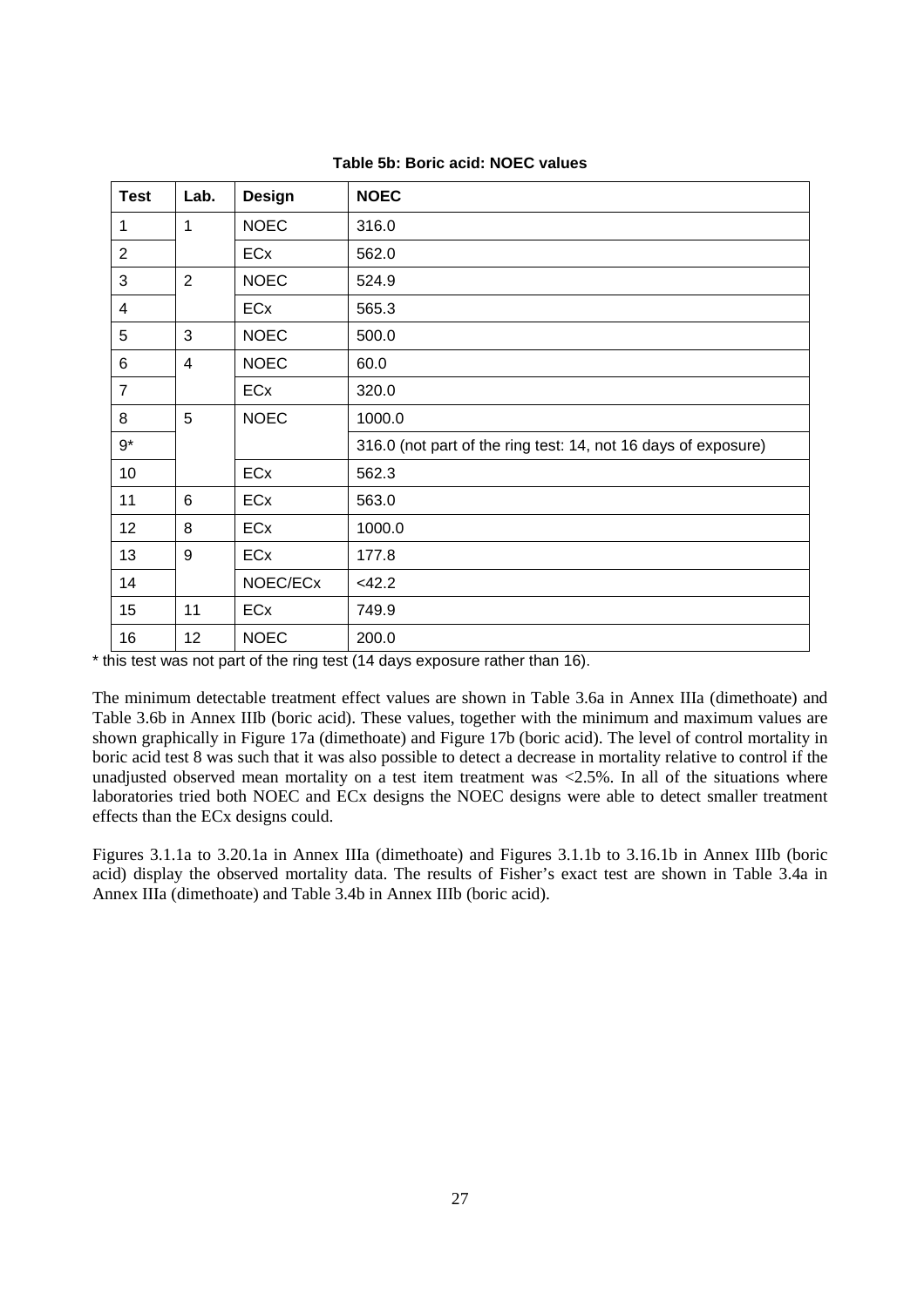**Table 5b: Boric acid: NOEC values**

| Test | Lab. | Design | NOEC |
|---|---|---|---|
| 1 | 1 | NOEC | 316.0 |
| 2 | | ECx | 562.0 |
| 3 | 2 | NOEC | 524.9 |
| 4 | | ECx | 565.3 |
| 5 | 3 | NOEC | 500.0 |
| 6 | 4 | NOEC | 60.0 |
| 7 | | ECx | 320.0 |
| 8 | 5 | NOEC | 1000.0 |
| 9* | | | 316.0 (not part of the ring test: 14, not 16 days of exposure) |
| 10 | | ECx | 562.3 |
| 11 | 6 | ECx | 563.0 |
| 12 | 8 | ECx | 1000.0 |
| 13 | 9 | ECx | 177.8 |
| 14 | | NOEC/ECx | <42.2 |
| 15 | 11 | ECx | 749.9 |
| 16 | 12 | NOEC | 200.0 |

* this test was not part of the ring test (14 days exposure rather than 16).

The minimum detectable treatment effect values are shown in Table 3.6a in Annex IIIa (dimethoate) and Table 3.6b in Annex IIIb (boric acid). These values, together with the minimum and maximum values are shown graphically in Figure 17a (dimethoate) and Figure 17b (boric acid). The level of control mortality in boric acid test 8 was such that it was also possible to detect a decrease in mortality relative to control if the unadjusted observed mean mortality on a test item treatment was <2.5%. In all of the situations where laboratories tried both NOEC and ECx designs the NOEC designs were able to detect smaller treatment effects than the ECx designs could.

Figures 3.1.1a to 3.20.1a in Annex IIIa (dimethoate) and Figures 3.1.1b to 3.16.1b in Annex IIIb (boric acid) display the observed mortality data. The results of Fisher's exact test are shown in Table 3.4a in Annex IIIa (dimethoate) and Table 3.4b in Annex IIIb (boric acid).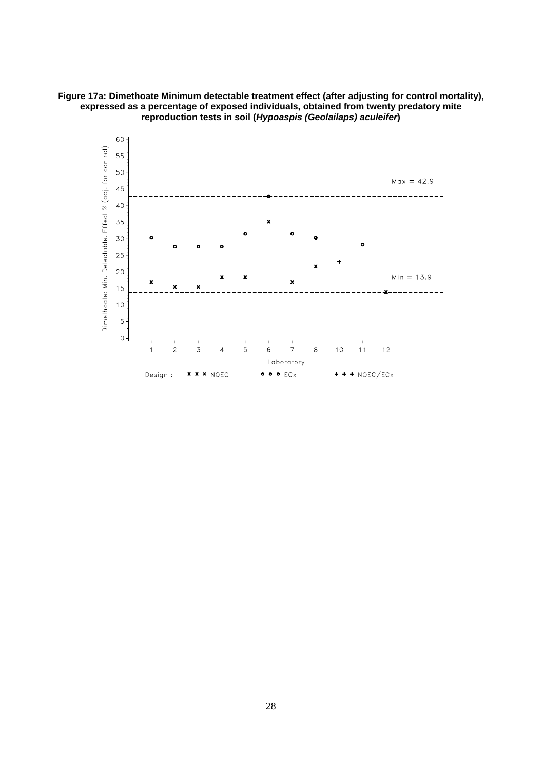**Figure 17a: Dimethoate Minimum detectable treatment effect (after adjusting for control mortality), expressed as a percentage of exposed individuals, obtained from twenty predatory mite reproduction tests in soil (*Hypoaspis (Geolailaps) aculeifer*)**

Max = 42.9

Min = 13.9

Dimethoate: Min. Detectable. Effect % (adj. for control)

Laboratory

Design : x x x NOEC o o o ECx + + + NOEC/ECx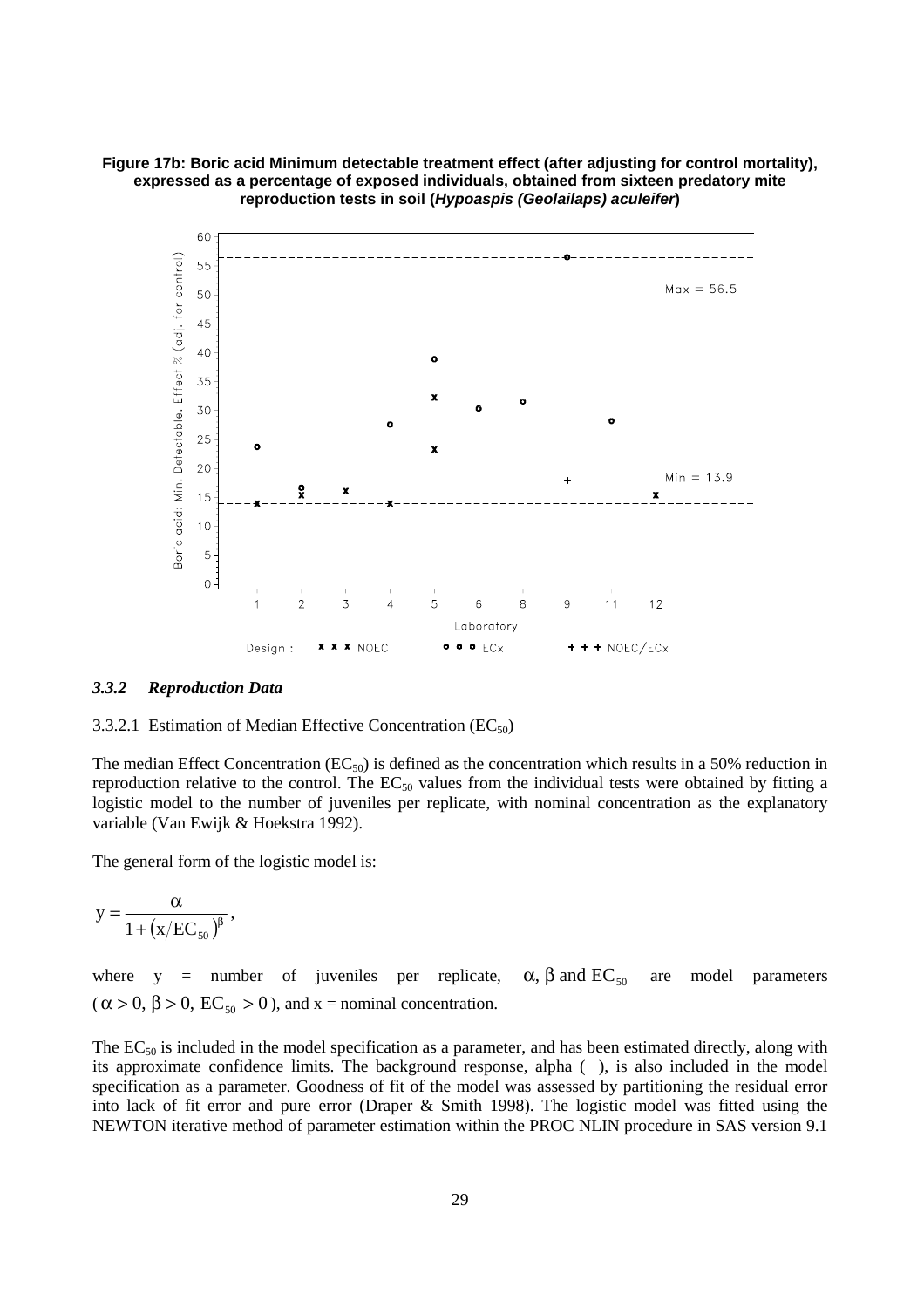**Figure 17b: Boric acid Minimum detectable treatment effect (after adjusting for control mortality), expressed as a percentage of exposed individuals, obtained from sixteen predatory mite reproduction tests in soil (*Hypoaspis (Geolailaps) aculeifer*)**

### *3.3.2 Reproduction Data*

3.3.2.1 Estimation of Median Effective Concentration ($EC_{50}$)

The median Effect Concentration ($EC_{50}$) is defined as the concentration which results in a 50% reduction in reproduction relative to the control. The $EC_{50}$ values from the individual tests were obtained by fitting a logistic model to the number of juveniles per replicate, with nominal concentration as the explanatory variable (Van Ewijk & Hoekstra 1992).

The general form of the logistic model is:

$$y = \frac{\alpha}{1 + \left(x/EC_{50}\right)^{\beta}},$$

where y = number of juveniles per replicate, $\alpha, \beta$ and $EC_{50}$ are model parameters ($\alpha > 0,\ \beta > 0,\ EC_{50} > 0$), and x = nominal concentration.

The $EC_{50}$ is included in the model specification as a parameter, and has been estimated directly, along with its approximate confidence limits. The background response, alpha ( ), is also included in the model specification as a parameter. Goodness of fit of the model was assessed by partitioning the residual error into lack of fit error and pure error (Draper & Smith 1998). The logistic model was fitted using the NEWTON iterative method of parameter estimation within the PROC NLIN procedure in SAS version 9.1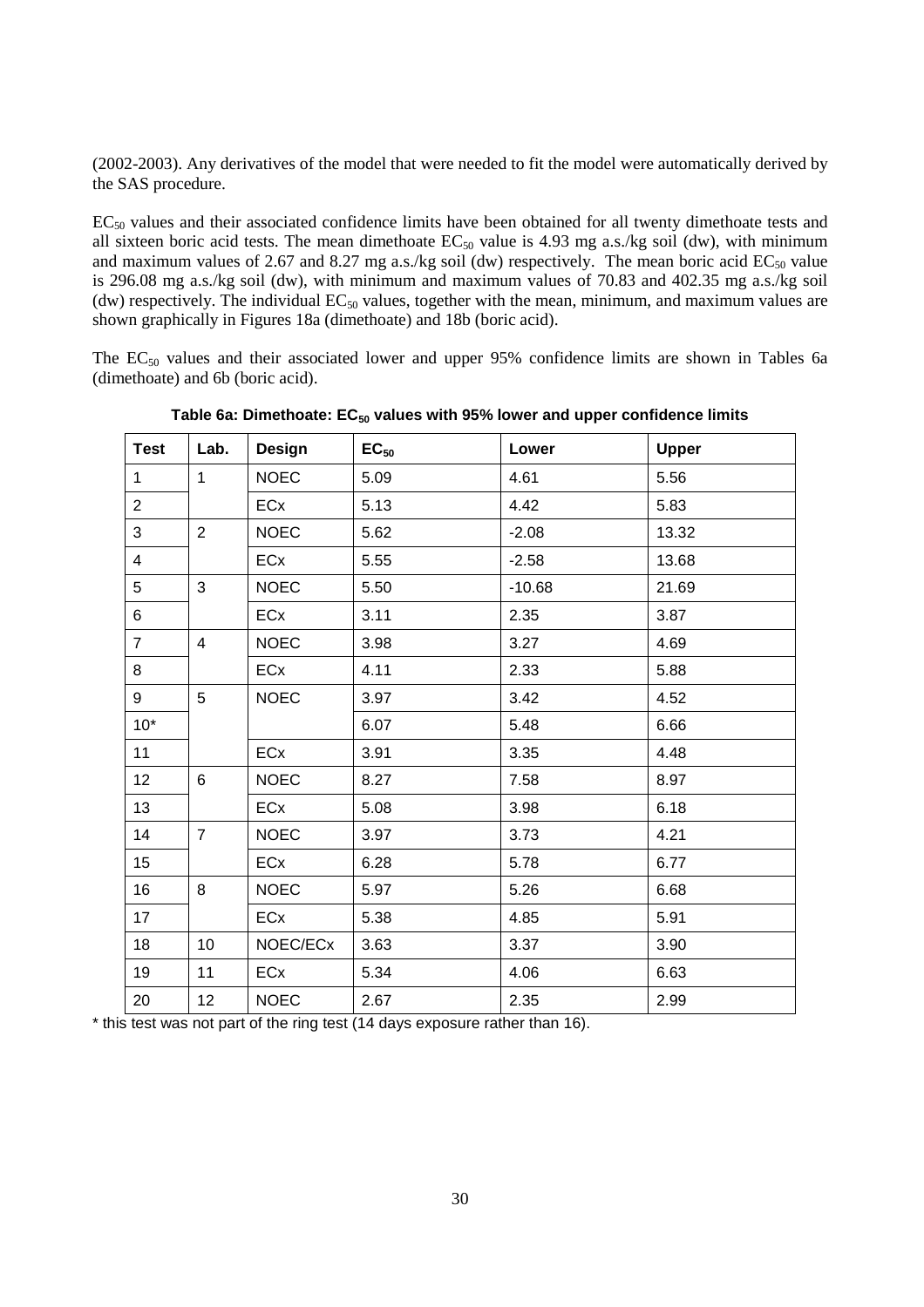(2002-2003). Any derivatives of the model that were needed to fit the model were automatically derived by the SAS procedure.

$EC_{50}$ values and their associated confidence limits have been obtained for all twenty dimethoate tests and all sixteen boric acid tests. The mean dimethoate $EC_{50}$ value is 4.93 mg a.s./kg soil (dw), with minimum and maximum values of 2.67 and 8.27 mg a.s./kg soil (dw) respectively. The mean boric acid $EC_{50}$ value is 296.08 mg a.s./kg soil (dw), with minimum and maximum values of 70.83 and 402.35 mg a.s./kg soil (dw) respectively. The individual $EC_{50}$ values, together with the mean, minimum, and maximum values are shown graphically in Figures 18a (dimethoate) and 18b (boric acid).

The $EC_{50}$ values and their associated lower and upper 95% confidence limits are shown in Tables 6a (dimethoate) and 6b (boric acid).

**Table 6a: Dimethoate: $EC_{50}$ values with 95% lower and upper confidence limits**

| Test | Lab. | Design | $EC_{50}$ | Lower | Upper |
|---|---|---|---|---|---|
| 1 | 1 | NOEC | 5.09 | 4.61 | 5.56 |
| 2 | | ECx | 5.13 | 4.42 | 5.83 |
| 3 | 2 | NOEC | 5.62 | -2.08 | 13.32 |
| 4 | | ECx | 5.55 | -2.58 | 13.68 |
| 5 | 3 | NOEC | 5.50 | -10.68 | 21.69 |
| 6 | | ECx | 3.11 | 2.35 | 3.87 |
| 7 | 4 | NOEC | 3.98 | 3.27 | 4.69 |
| 8 | | ECx | 4.11 | 2.33 | 5.88 |
| 9 | 5 | NOEC | 3.97 | 3.42 | 4.52 |
| 10* | | | 6.07 | 5.48 | 6.66 |
| 11 | | ECx | 3.91 | 3.35 | 4.48 |
| 12 | 6 | NOEC | 8.27 | 7.58 | 8.97 |
| 13 | | ECx | 5.08 | 3.98 | 6.18 |
| 14 | 7 | NOEC | 3.97 | 3.73 | 4.21 |
| 15 | | ECx | 6.28 | 5.78 | 6.77 |
| 16 | 8 | NOEC | 5.97 | 5.26 | 6.68 |
| 17 | | ECx | 5.38 | 4.85 | 5.91 |
| 18 | 10 | NOEC/ECx | 3.63 | 3.37 | 3.90 |
| 19 | 11 | ECx | 5.34 | 4.06 | 6.63 |
| 20 | 12 | NOEC | 2.67 | 2.35 | 2.99 |

* this test was not part of the ring test (14 days exposure rather than 16).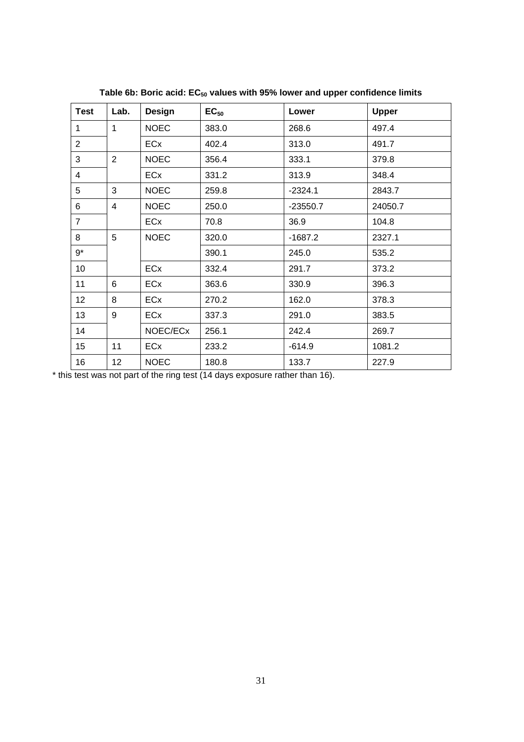**Table 6b: Boric acid: $EC_{50}$ values with 95% lower and upper confidence limits**

| Test | Lab. | Design | $EC_{50}$ | Lower | Upper |
|---|---|---|---|---|---|
| 1 | 1 | NOEC | 383.0 | 268.6 | 497.4 |
| 2 | | ECx | 402.4 | 313.0 | 491.7 |
| 3 | 2 | NOEC | 356.4 | 333.1 | 379.8 |
| 4 | | ECx | 331.2 | 313.9 | 348.4 |
| 5 | 3 | NOEC | 259.8 | -2324.1 | 2843.7 |
| 6 | 4 | NOEC | 250.0 | -23550.7 | 24050.7 |
| 7 | | ECx | 70.8 | 36.9 | 104.8 |
| 8 | 5 | NOEC | 320.0 | -1687.2 | 2327.1 |
| 9* | | | 390.1 | 245.0 | 535.2 |
| 10 | | ECx | 332.4 | 291.7 | 373.2 |
| 11 | 6 | ECx | 363.6 | 330.9 | 396.3 |
| 12 | 8 | ECx | 270.2 | 162.0 | 378.3 |
| 13 | 9 | ECx | 337.3 | 291.0 | 383.5 |
| 14 | | NOEC/ECx | 256.1 | 242.4 | 269.7 |
| 15 | 11 | ECx | 233.2 | -614.9 | 1081.2 |
| 16 | 12 | NOEC | 180.8 | 133.7 | 227.9 |

* this test was not part of the ring test (14 days exposure rather than 16).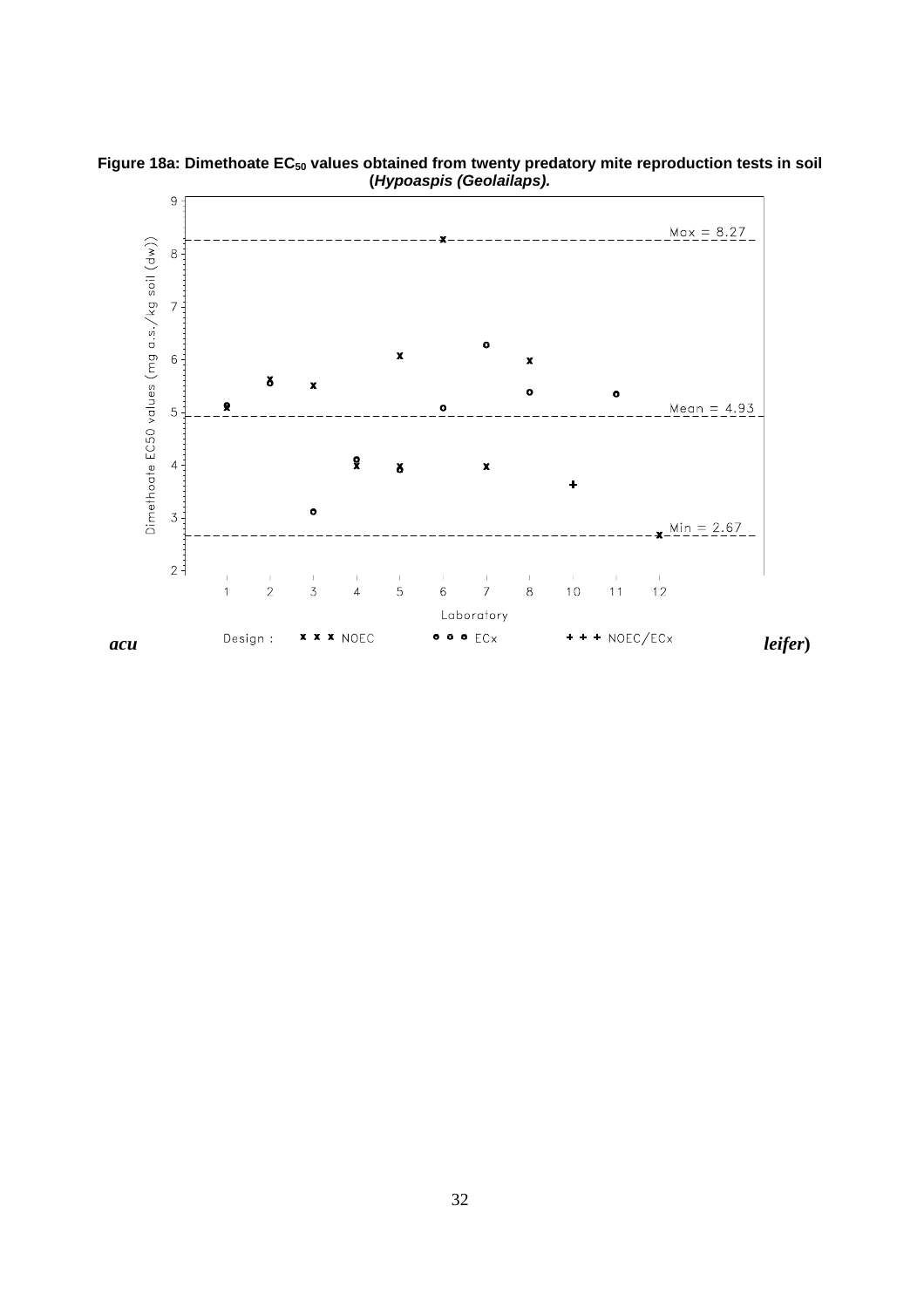**Figure 18a: Dimethoate $EC_{50}$ values obtained from twenty predatory mite reproduction tests in soil (*Hypoaspis (Geolailaps)*.**

***acu*** ***leifer*)**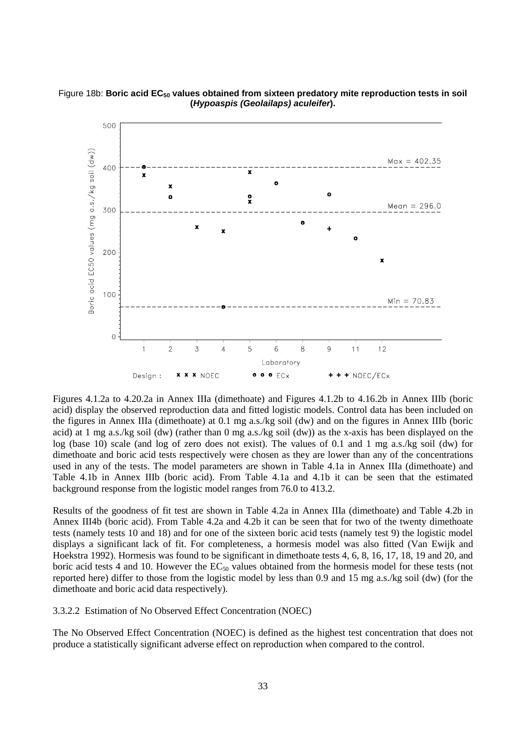Figure 18b: **Boric acid $EC_{50}$ values obtained from sixteen predatory mite reproduction tests in soil (*Hypoaspis (Geolailaps) aculeifer*).**

Figures 4.1.2a to 4.20.2a in Annex IIIa (dimethoate) and Figures 4.1.2b to 4.16.2b in Annex IIIb (boric acid) display the observed reproduction data and fitted logistic models. Control data has been included on the figures in Annex IIIa (dimethoate) at 0.1 mg a.s./kg soil (dw) and on the figures in Annex IIIb (boric acid) at 1 mg a.s./kg soil (dw) (rather than 0 mg a.s./kg soil (dw)) as the x-axis has been displayed on the log (base 10) scale (and log of zero does not exist). The values of 0.1 and 1 mg a.s./kg soil (dw) for dimethoate and boric acid tests respectively were chosen as they are lower than any of the concentrations used in any of the tests. The model parameters are shown in Table 4.1a in Annex IIIa (dimethoate) and Table 4.1b in Annex IIIb (boric acid). From Table 4.1a and 4.1b it can be seen that the estimated background response from the logistic model ranges from 76.0 to 413.2.

Results of the goodness of fit test are shown in Table 4.2a in Annex IIIa (dimethoate) and Table 4.2b in Annex III4b (boric acid). From Table 4.2a and 4.2b it can be seen that for two of the twenty dimethoate tests (namely tests 10 and 18) and for one of the sixteen boric acid tests (namely test 9) the logistic model displays a significant lack of fit. For completeness, a hormesis model was also fitted (Van Ewijk and Hoekstra 1992). Hormesis was found to be significant in dimethoate tests 4, 6, 8, 16, 17, 18, 19 and 20, and boric acid tests 4 and 10. However the $EC_{50}$ values obtained from the hormesis model for these tests (not reported here) differ to those from the logistic model by less than 0.9 and 15 mg a.s./kg soil (dw) (for the dimethoate and boric acid data respectively).

3.3.2.2 Estimation of No Observed Effect Concentration (NOEC)

The No Observed Effect Concentration (NOEC) is defined as the highest test concentration that does not produce a statistically significant adverse effect on reproduction when compared to the control.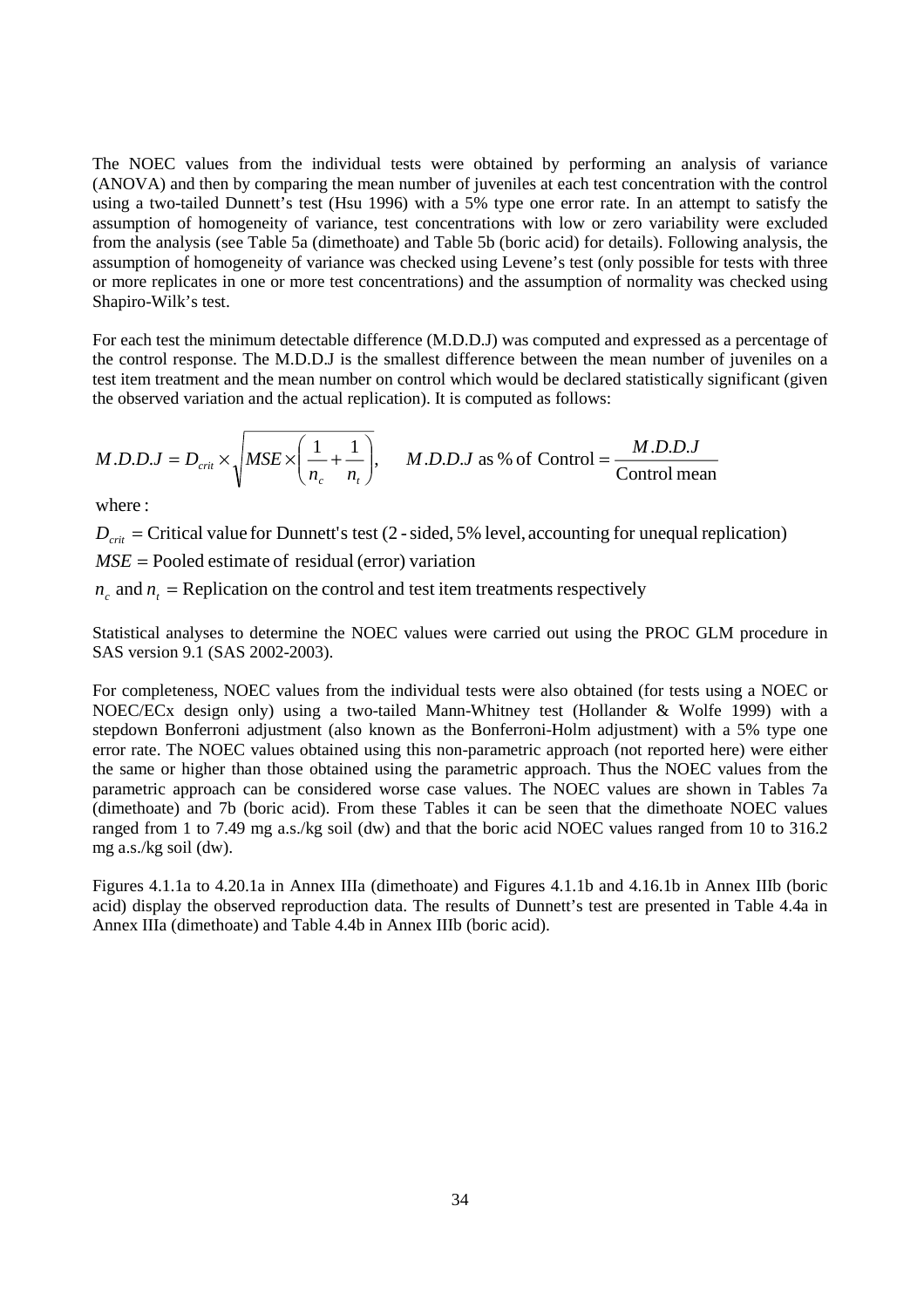The NOEC values from the individual tests were obtained by performing an analysis of variance (ANOVA) and then by comparing the mean number of juveniles at each test concentration with the control using a two-tailed Dunnett's test (Hsu 1996) with a 5% type one error rate. In an attempt to satisfy the assumption of homogeneity of variance, test concentrations with low or zero variability were excluded from the analysis (see Table 5a (dimethoate) and Table 5b (boric acid) for details). Following analysis, the assumption of homogeneity of variance was checked using Levene's test (only possible for tests with three or more replicates in one or more test concentrations) and the assumption of normality was checked using Shapiro-Wilk's test.

For each test the minimum detectable difference (M.D.D.J) was computed and expressed as a percentage of the control response. The M.D.D.J is the smallest difference between the mean number of juveniles on a test item treatment and the mean number on control which would be declared statistically significant (given the observed variation and the actual replication). It is computed as follows:

$$M.D.D.J = D_{crit} \times \sqrt{MSE \times \left(\frac{1}{n_c} + \frac{1}{n_t}\right)}, \quad M.D.D.J \text{ as \% of Control} = \frac{M.D.D.J}{\text{Control mean}}$$

where :

$D_{crit}$ = Critical value for Dunnett's test (2 - sided, 5% level, accounting for unequal replication)

$MSE$ = Pooled estimate of residual (error) variation

$n_c$ and $n_t$ = Replication on the control and test item treatments respectively

Statistical analyses to determine the NOEC values were carried out using the PROC GLM procedure in SAS version 9.1 (SAS 2002-2003).

For completeness, NOEC values from the individual tests were also obtained (for tests using a NOEC or NOEC/ECx design only) using a two-tailed Mann-Whitney test (Hollander & Wolfe 1999) with a stepdown Bonferroni adjustment (also known as the Bonferroni-Holm adjustment) with a 5% type one error rate. The NOEC values obtained using this non-parametric approach (not reported here) were either the same or higher than those obtained using the parametric approach. Thus the NOEC values from the parametric approach can be considered worse case values. The NOEC values are shown in Tables 7a (dimethoate) and 7b (boric acid). From these Tables it can be seen that the dimethoate NOEC values ranged from 1 to 7.49 mg a.s./kg soil (dw) and that the boric acid NOEC values ranged from 10 to 316.2 mg a.s./kg soil (dw).

Figures 4.1.1a to 4.20.1a in Annex IIIa (dimethoate) and Figures 4.1.1b and 4.16.1b in Annex IIIb (boric acid) display the observed reproduction data. The results of Dunnett's test are presented in Table 4.4a in Annex IIIa (dimethoate) and Table 4.4b in Annex IIIb (boric acid).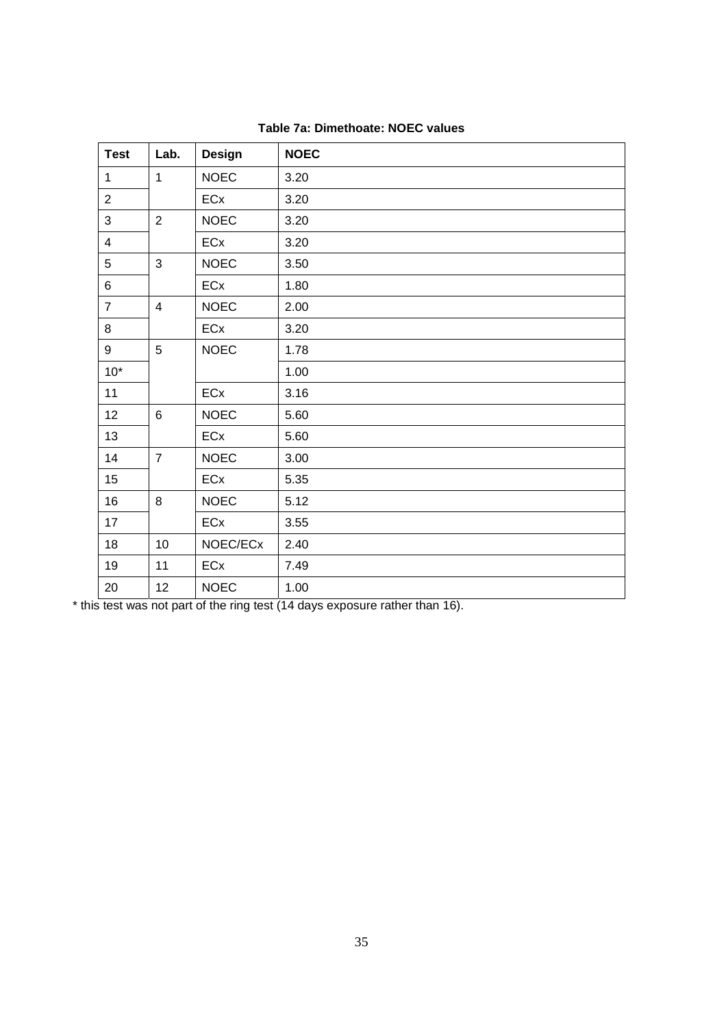**Table 7a: Dimethoate: NOEC values**

| Test | Lab. | Design | NOEC |
|---|---|---|---|
| 1 | 1 | NOEC | 3.20 |
| 2 | | ECx | 3.20 |
| 3 | 2 | NOEC | 3.20 |
| 4 | | ECx | 3.20 |
| 5 | 3 | NOEC | 3.50 |
| 6 | | ECx | 1.80 |
| 7 | 4 | NOEC | 2.00 |
| 8 | | ECx | 3.20 |
| 9 | 5 | NOEC | 1.78 |
| 10* | | | 1.00 |
| 11 | | ECx | 3.16 |
| 12 | 6 | NOEC | 5.60 |
| 13 | | ECx | 5.60 |
| 14 | 7 | NOEC | 3.00 |
| 15 | | ECx | 5.35 |
| 16 | 8 | NOEC | 5.12 |
| 17 | | ECx | 3.55 |
| 18 | 10 | NOEC/ECx | 2.40 |
| 19 | 11 | ECx | 7.49 |
| 20 | 12 | NOEC | 1.00 |

* this test was not part of the ring test (14 days exposure rather than 16).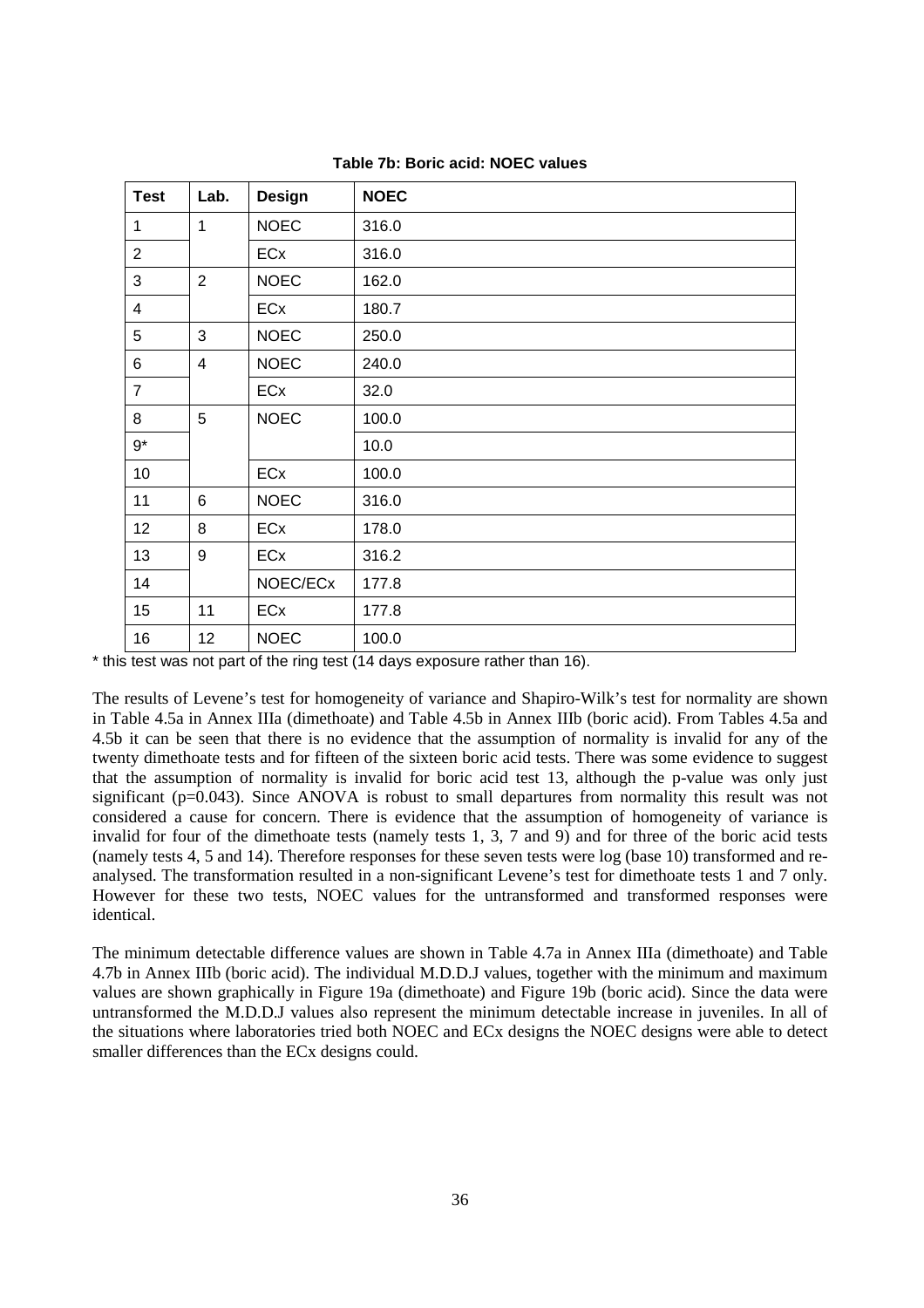**Table 7b: Boric acid: NOEC values**

| Test | Lab. | Design | NOEC |
|---|---|---|---|
| 1 | 1 | NOEC | 316.0 |
| 2 | | ECx | 316.0 |
| 3 | 2 | NOEC | 162.0 |
| 4 | | ECx | 180.7 |
| 5 | 3 | NOEC | 250.0 |
| 6 | 4 | NOEC | 240.0 |
| 7 | | ECx | 32.0 |
| 8 | 5 | NOEC | 100.0 |
| 9* | | | 10.0 |
| 10 | | ECx | 100.0 |
| 11 | 6 | NOEC | 316.0 |
| 12 | 8 | ECx | 178.0 |
| 13 | 9 | ECx | 316.2 |
| 14 | | NOEC/ECx | 177.8 |
| 15 | 11 | ECx | 177.8 |
| 16 | 12 | NOEC | 100.0 |

* this test was not part of the ring test (14 days exposure rather than 16).

The results of Levene's test for homogeneity of variance and Shapiro-Wilk's test for normality are shown in Table 4.5a in Annex IIIa (dimethoate) and Table 4.5b in Annex IIIb (boric acid). From Tables 4.5a and 4.5b it can be seen that there is no evidence that the assumption of normality is invalid for any of the twenty dimethoate tests and for fifteen of the sixteen boric acid tests. There was some evidence to suggest that the assumption of normality is invalid for boric acid test 13, although the p-value was only just significant ($p=0.043$). Since ANOVA is robust to small departures from normality this result was not considered a cause for concern. There is evidence that the assumption of homogeneity of variance is invalid for four of the dimethoate tests (namely tests 1, 3, 7 and 9) and for three of the boric acid tests (namely tests 4, 5 and 14). Therefore responses for these seven tests were log (base 10) transformed and re-analysed. The transformation resulted in a non-significant Levene's test for dimethoate tests 1 and 7 only. However for these two tests, NOEC values for the untransformed and transformed responses were identical.

The minimum detectable difference values are shown in Table 4.7a in Annex IIIa (dimethoate) and Table 4.7b in Annex IIIb (boric acid). The individual M.D.D.J values, together with the minimum and maximum values are shown graphically in Figure 19a (dimethoate) and Figure 19b (boric acid). Since the data were untransformed the M.D.D.J values also represent the minimum detectable increase in juveniles. In all of the situations where laboratories tried both NOEC and ECx designs the NOEC designs were able to detect smaller differences than the ECx designs could.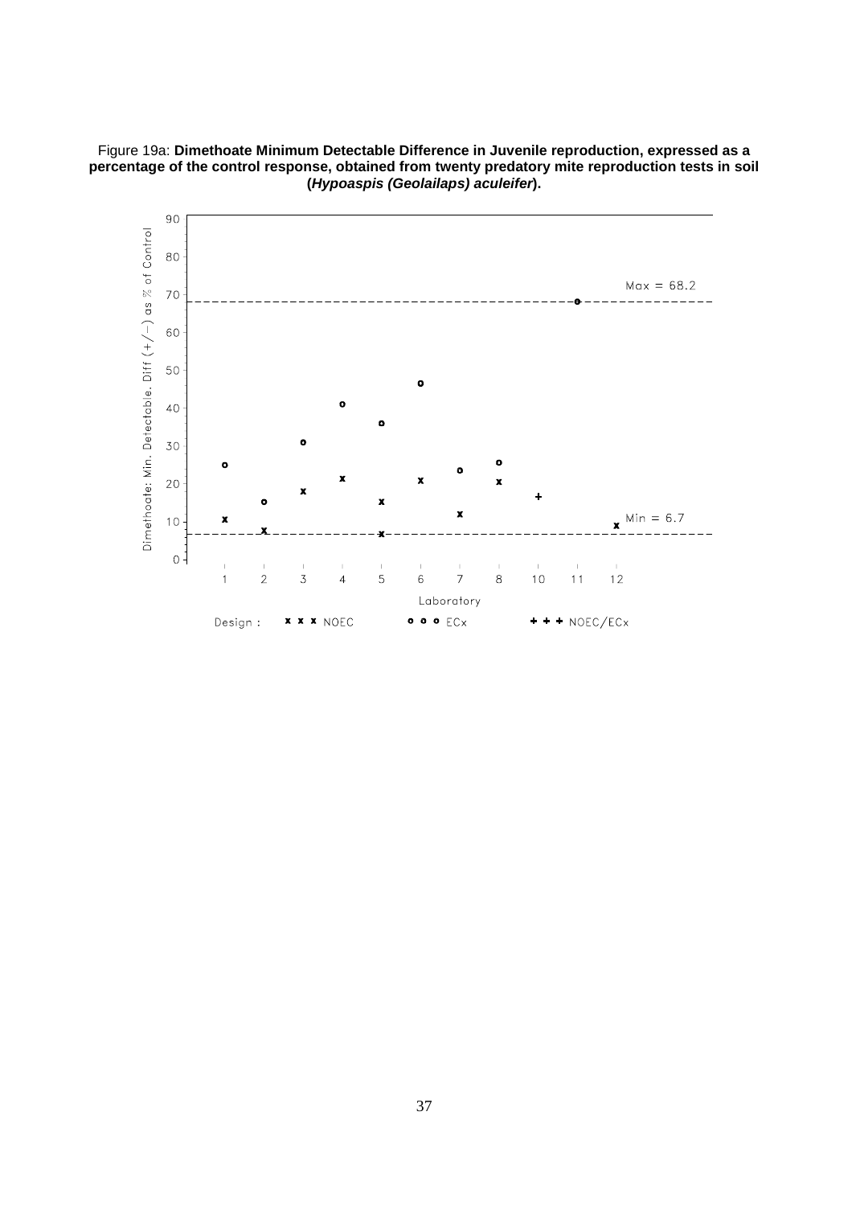Figure 19a: **Dimethoate Minimum Detectable Difference in Juvenile reproduction, expressed as a percentage of the control response, obtained from twenty predatory mite reproduction tests in soil (*Hypoaspis (Geolailaps) aculeifer*).**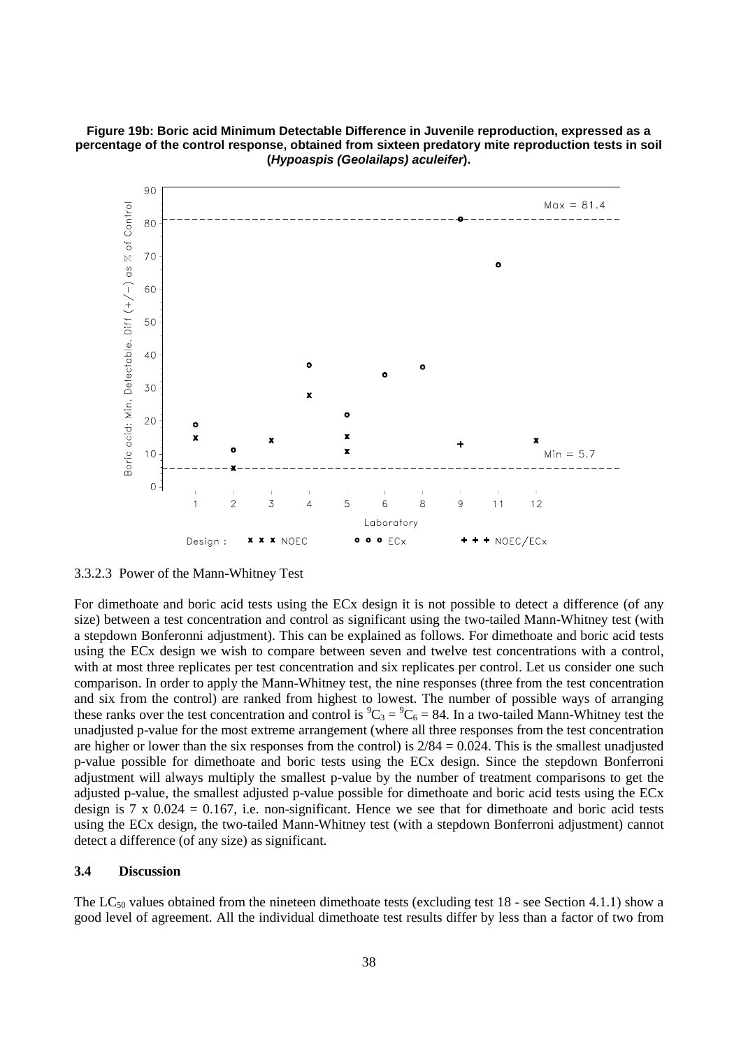**Figure 19b: Boric acid Minimum Detectable Difference in Juvenile reproduction, expressed as a percentage of the control response, obtained from sixteen predatory mite reproduction tests in soil (*Hypoaspis (Geolailaps) aculeifer*).**

3.3.2.3 Power of the Mann-Whitney Test

For dimethoate and boric acid tests using the ECx design it is not possible to detect a difference (of any size) between a test concentration and control as significant using the two-tailed Mann-Whitney test (with a stepdown Bonferonni adjustment). This can be explained as follows. For dimethoate and boric acid tests using the ECx design we wish to compare between seven and twelve test concentrations with a control, with at most three replicates per test concentration and six replicates per control. Let us consider one such comparison. In order to apply the Mann-Whitney test, the nine responses (three from the test concentration and six from the control) are ranked from highest to lowest. The number of possible ways of arranging these ranks over the test concentration and control is ${}^{9}C_{3} = {}^{9}C_{6} = 84$. In a two-tailed Mann-Whitney test the unadjusted p-value for the most extreme arrangement (where all three responses from the test concentration are higher or lower than the six responses from the control) is $2/84 = 0.024$. This is the smallest unadjusted p-value possible for dimethoate and boric tests using the ECx design. Since the stepdown Bonferroni adjustment will always multiply the smallest p-value by the number of treatment comparisons to get the adjusted p-value, the smallest adjusted p-value possible for dimethoate and boric acid tests using the ECx design is $7 \times 0.024 = 0.167$, i.e. non-significant. Hence we see that for dimethoate and boric acid tests using the ECx design, the two-tailed Mann-Whitney test (with a stepdown Bonferroni adjustment) cannot detect a difference (of any size) as significant.

### 3.4 Discussion

The $LC_{50}$ values obtained from the nineteen dimethoate tests (excluding test 18 - see Section 4.1.1) show a good level of agreement. All the individual dimethoate test results differ by less than a factor of two from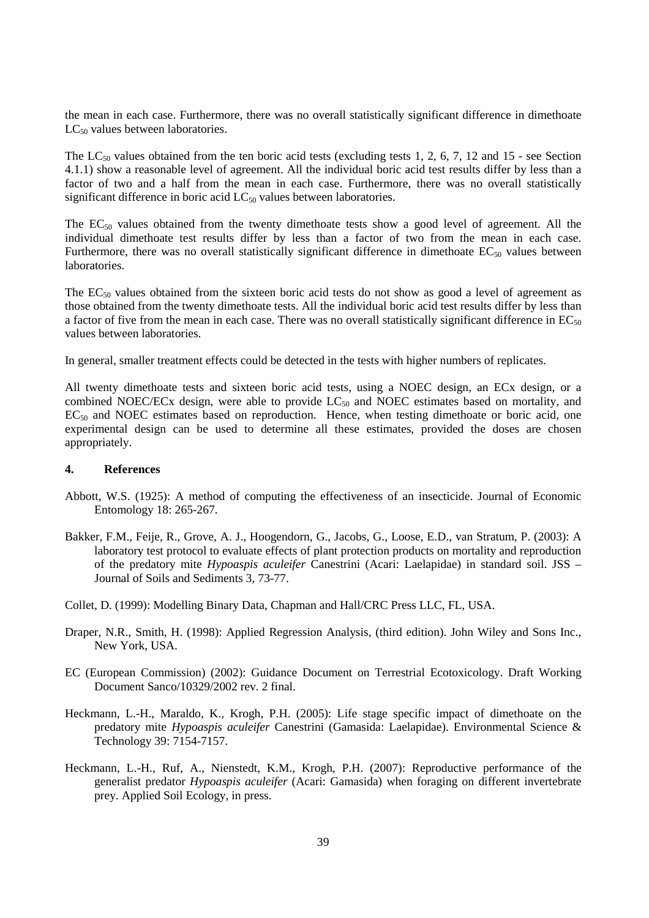the mean in each case. Furthermore, there was no overall statistically significant difference in dimethoate $LC_{50}$ values between laboratories.

The $LC_{50}$ values obtained from the ten boric acid tests (excluding tests 1, 2, 6, 7, 12 and 15 - see Section 4.1.1) show a reasonable level of agreement. All the individual boric acid test results differ by less than a factor of two and a half from the mean in each case. Furthermore, there was no overall statistically significant difference in boric acid $LC_{50}$ values between laboratories.

The $EC_{50}$ values obtained from the twenty dimethoate tests show a good level of agreement. All the individual dimethoate test results differ by less than a factor of two from the mean in each case. Furthermore, there was no overall statistically significant difference in dimethoate $EC_{50}$ values between laboratories.

The $EC_{50}$ values obtained from the sixteen boric acid tests do not show as good a level of agreement as those obtained from the twenty dimethoate tests. All the individual boric acid test results differ by less than a factor of five from the mean in each case. There was no overall statistically significant difference in $EC_{50}$ values between laboratories.

In general, smaller treatment effects could be detected in the tests with higher numbers of replicates.

All twenty dimethoate tests and sixteen boric acid tests, using a NOEC design, an ECx design, or a combined NOEC/ECx design, were able to provide $LC_{50}$ and NOEC estimates based on mortality, and $EC_{50}$ and NOEC estimates based on reproduction. Hence, when testing dimethoate or boric acid, one experimental design can be used to determine all these estimates, provided the doses are chosen appropriately.

## 4. References

Abbott, W.S. (1925): A method of computing the effectiveness of an insecticide. Journal of Economic Entomology 18: 265-267.

Bakker, F.M., Feije, R., Grove, A. J., Hoogendorn, G., Jacobs, G., Loose, E.D., van Stratum, P. (2003): A laboratory test protocol to evaluate effects of plant protection products on mortality and reproduction of the predatory mite *Hypoaspis aculeifer* Canestrini (Acari: Laelapidae) in standard soil. JSS – Journal of Soils and Sediments 3, 73-77.

Collet, D. (1999): Modelling Binary Data, Chapman and Hall/CRC Press LLC, FL, USA.

Draper, N.R., Smith, H. (1998): Applied Regression Analysis, (third edition). John Wiley and Sons Inc., New York, USA.

EC (European Commission) (2002): Guidance Document on Terrestrial Ecotoxicology. Draft Working Document Sanco/10329/2002 rev. 2 final.

Heckmann, L.-H., Maraldo, K., Krogh, P.H. (2005): Life stage specific impact of dimethoate on the predatory mite *Hypoaspis aculeifer* Canestrini (Gamasida: Laelapidae). Environmental Science & Technology 39: 7154-7157.

Heckmann, L.-H., Ruf, A., Nienstedt, K.M., Krogh, P.H. (2007): Reproductive performance of the generalist predator *Hypoaspis aculeifer* (Acari: Gamasida) when foraging on different invertebrate prey. Applied Soil Ecology, in press.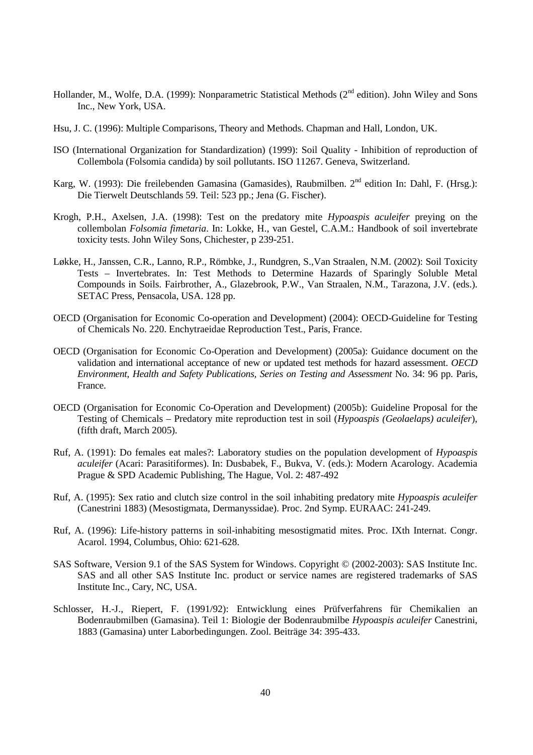Hollander, M., Wolfe, D.A. (1999): Nonparametric Statistical Methods (2nd edition). John Wiley and Sons Inc., New York, USA.

Hsu, J. C. (1996): Multiple Comparisons, Theory and Methods. Chapman and Hall, London, UK.

ISO (International Organization for Standardization) (1999): Soil Quality - Inhibition of reproduction of Collembola (Folsomia candida) by soil pollutants. ISO 11267. Geneva, Switzerland.

Karg, W. (1993): Die freilebenden Gamasina (Gamasides), Raubmilben. 2nd edition In: Dahl, F. (Hrsg.): Die Tierwelt Deutschlands 59. Teil: 523 pp.; Jena (G. Fischer).

Krogh, P.H., Axelsen, J.A. (1998): Test on the predatory mite *Hypoaspis aculeifer* preying on the collembolan *Folsomia fimetaria*. In: Lokke, H., van Gestel, C.A.M.: Handbook of soil invertebrate toxicity tests. John Wiley Sons, Chichester, p 239-251.

Løkke, H., Janssen, C.R., Lanno, R.P., Römbke, J., Rundgren, S.,Van Straalen, N.M. (2002): Soil Toxicity Tests – Invertebrates. In: Test Methods to Determine Hazards of Sparingly Soluble Metal Compounds in Soils. Fairbrother, A., Glazebrook, P.W., Van Straalen, N.M., Tarazona, J.V. (eds.). SETAC Press, Pensacola, USA. 128 pp.

OECD (Organisation for Economic Co-operation and Development) (2004): OECD-Guideline for Testing of Chemicals No. 220. Enchytraeidae Reproduction Test., Paris, France.

OECD (Organisation for Economic Co-Operation and Development) (2005a): Guidance document on the validation and international acceptance of new or updated test methods for hazard assessment. *OECD Environment, Health and Safety Publications, Series on Testing and Assessment* No. 34: 96 pp. Paris, France.

OECD (Organisation for Economic Co-Operation and Development) (2005b): Guideline Proposal for the Testing of Chemicals – Predatory mite reproduction test in soil (*Hypoaspis (Geolaelaps) aculeifer*), (fifth draft, March 2005).

Ruf, A. (1991): Do females eat males?: Laboratory studies on the population development of *Hypoaspis aculeifer* (Acari: Parasitiformes). In: Dusbabek, F., Bukva, V. (eds.): Modern Acarology. Academia Prague & SPD Academic Publishing, The Hague, Vol. 2: 487-492

Ruf, A. (1995): Sex ratio and clutch size control in the soil inhabiting predatory mite *Hypoaspis aculeifer* (Canestrini 1883) (Mesostigmata, Dermanyssidae). Proc. 2nd Symp. EURAAC: 241-249.

Ruf, A. (1996): Life-history patterns in soil-inhabiting mesostigmatid mites. Proc. IXth Internat. Congr. Acarol. 1994, Columbus, Ohio: 621-628.

SAS Software, Version 9.1 of the SAS System for Windows. Copyright © (2002-2003): SAS Institute Inc. SAS and all other SAS Institute Inc. product or service names are registered trademarks of SAS Institute Inc., Cary, NC, USA.

Schlosser, H.-J., Riepert, F. (1991/92): Entwicklung eines Prüfverfahrens für Chemikalien an Bodenraubmilben (Gamasina). Teil 1: Biologie der Bodenraubmilbe *Hypoaspis aculeifer* Canestrini, 1883 (Gamasina) unter Laborbedingungen. Zool. Beiträge 34: 395-433.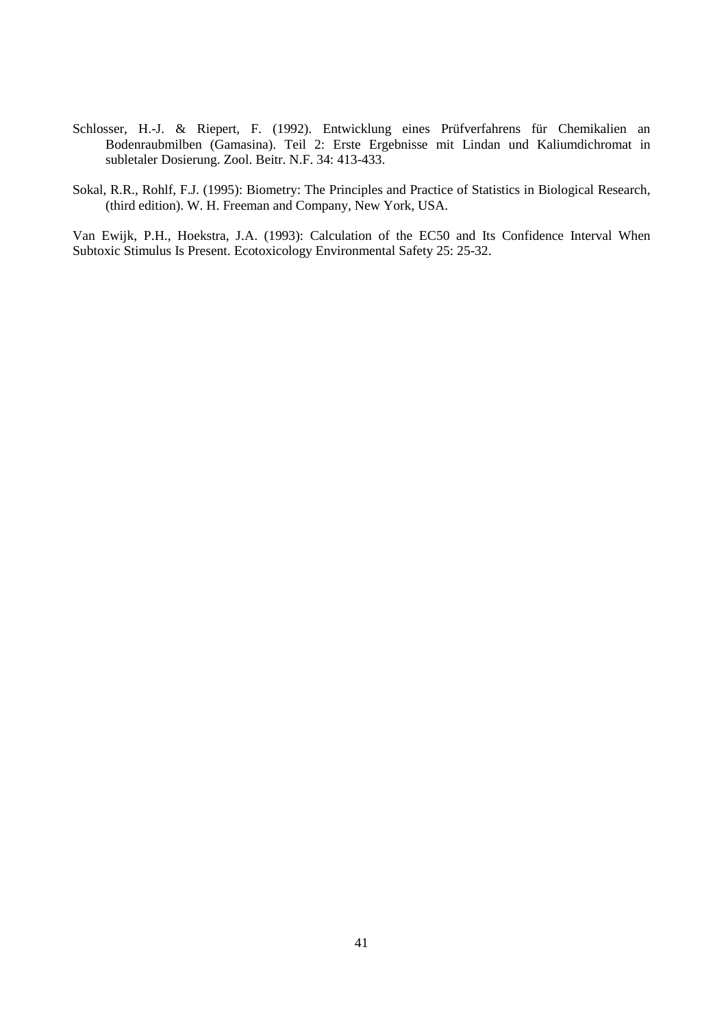Schlosser, H.-J. & Riepert, F. (1992). Entwicklung eines Prüfverfahrens für Chemikalien an Bodenraubmilben (Gamasina). Teil 2: Erste Ergebnisse mit Lindan und Kaliumdichromat in subletaler Dosierung. Zool. Beitr. N.F. 34: 413-433.

Sokal, R.R., Rohlf, F.J. (1995): Biometry: The Principles and Practice of Statistics in Biological Research, (third edition). W. H. Freeman and Company, New York, USA.

Van Ewijk, P.H., Hoekstra, J.A. (1993): Calculation of the EC50 and Its Confidence Interval When Subtoxic Stimulus Is Present. Ecotoxicology Environmental Safety 25: 25-32.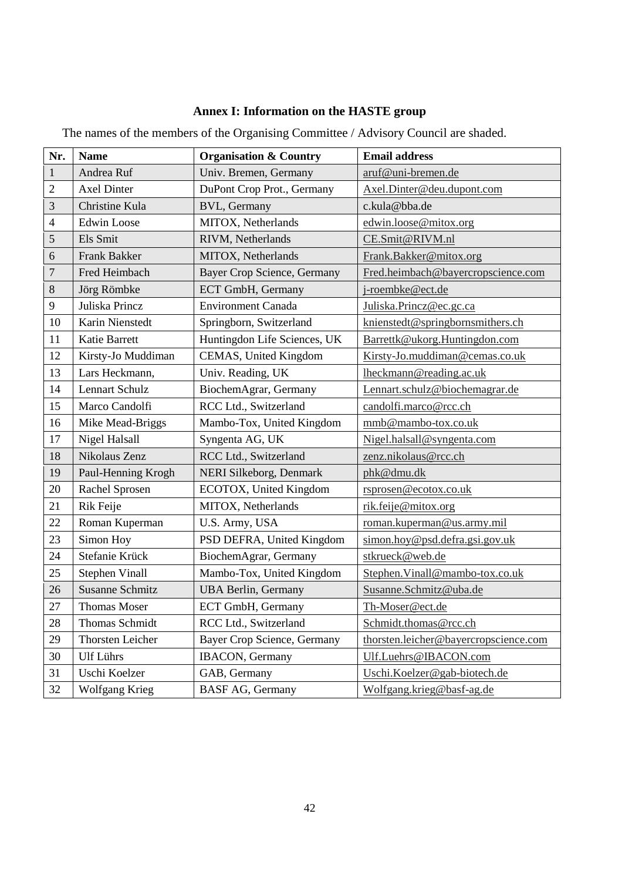**Annex I: Information on the HASTE group**

The names of the members of the Organising Committee / Advisory Council are shaded.

| Nr. | Name | Organisation & Country | Email address |
|---|---|---|---|
| 1 | Andrea Ruf | Univ. Bremen, Germany | aruf@uni-bremen.de |
| 2 | Axel Dinter | DuPont Crop Prot., Germany | Axel.Dinter@deu.dupont.com |
| 3 | Christine Kula | BVL, Germany | c.kula@bba.de |
| 4 | Edwin Loose | MITOX, Netherlands | edwin.loose@mitox.org |
| 5 | Els Smit | RIVM, Netherlands | CE.Smit@RIVM.nl |
| 6 | Frank Bakker | MITOX, Netherlands | Frank.Bakker@mitox.org |
| 7 | Fred Heimbach | Bayer Crop Science, Germany | Fred.heimbach@bayercropscience.com |
| 8 | Jörg Römbke | ECT GmbH, Germany | j-roembke@ect.de |
| 9 | Juliska Princz | Environment Canada | Juliska.Princz@ec.gc.ca |
| 10 | Karin Nienstedt | Springborn, Switzerland | knienstedt@springbornsmithers.ch |
| 11 | Katie Barrett | Huntingdon Life Sciences, UK | Barrettk@ukorg.Huntingdon.com |
| 12 | Kirsty-Jo Muddiman | CEMAS, United Kingdom | Kirsty-Jo.muddiman@cemas.co.uk |
| 13 | Lars Heckmann, | Univ. Reading, UK | lheckmann@reading.ac.uk |
| 14 | Lennart Schulz | BiochemAgrar, Germany | Lennart.schulz@biochemagrar.de |
| 15 | Marco Candolfi | RCC Ltd., Switzerland | candolfi.marco@rcc.ch |
| 16 | Mike Mead-Briggs | Mambo-Tox, United Kingdom | mmb@mambo-tox.co.uk |
| 17 | Nigel Halsall | Syngenta AG, UK | Nigel.halsall@syngenta.com |
| 18 | Nikolaus Zenz | RCC Ltd., Switzerland | zenz.nikolaus@rcc.ch |
| 19 | Paul-Henning Krogh | NERI Silkeborg, Denmark | phk@dmu.dk |
| 20 | Rachel Sprosen | ECOTOX, United Kingdom | rsprosen@ecotox.co.uk |
| 21 | Rik Feije | MITOX, Netherlands | rik.feije@mitox.org |
| 22 | Roman Kuperman | U.S. Army, USA | roman.kuperman@us.army.mil |
| 23 | Simon Hoy | PSD DEFRA, United Kingdom | simon.hoy@psd.defra.gsi.gov.uk |
| 24 | Stefanie Krück | BiochemAgrar, Germany | stkrueck@web.de |
| 25 | Stephen Vinall | Mambo-Tox, United Kingdom | Stephen.Vinall@mambo-tox.co.uk |
| 26 | Susanne Schmitz | UBA Berlin, Germany | Susanne.Schmitz@uba.de |
| 27 | Thomas Moser | ECT GmbH, Germany | Th-Moser@ect.de |
| 28 | Thomas Schmidt | RCC Ltd., Switzerland | Schmidt.thomas@rcc.ch |
| 29 | Thorsten Leicher | Bayer Crop Science, Germany | thorsten.leicher@bayercropscience.com |
| 30 | Ulf Lührs | IBACON, Germany | Ulf.Luehrs@IBACON.com |
| 31 | Uschi Koelzer | GAB, Germany | Uschi.Koelzer@gab-biotech.de |
| 32 | Wolfgang Krieg | BASF AG, Germany | Wolfgang.krieg@basf-ag.de |